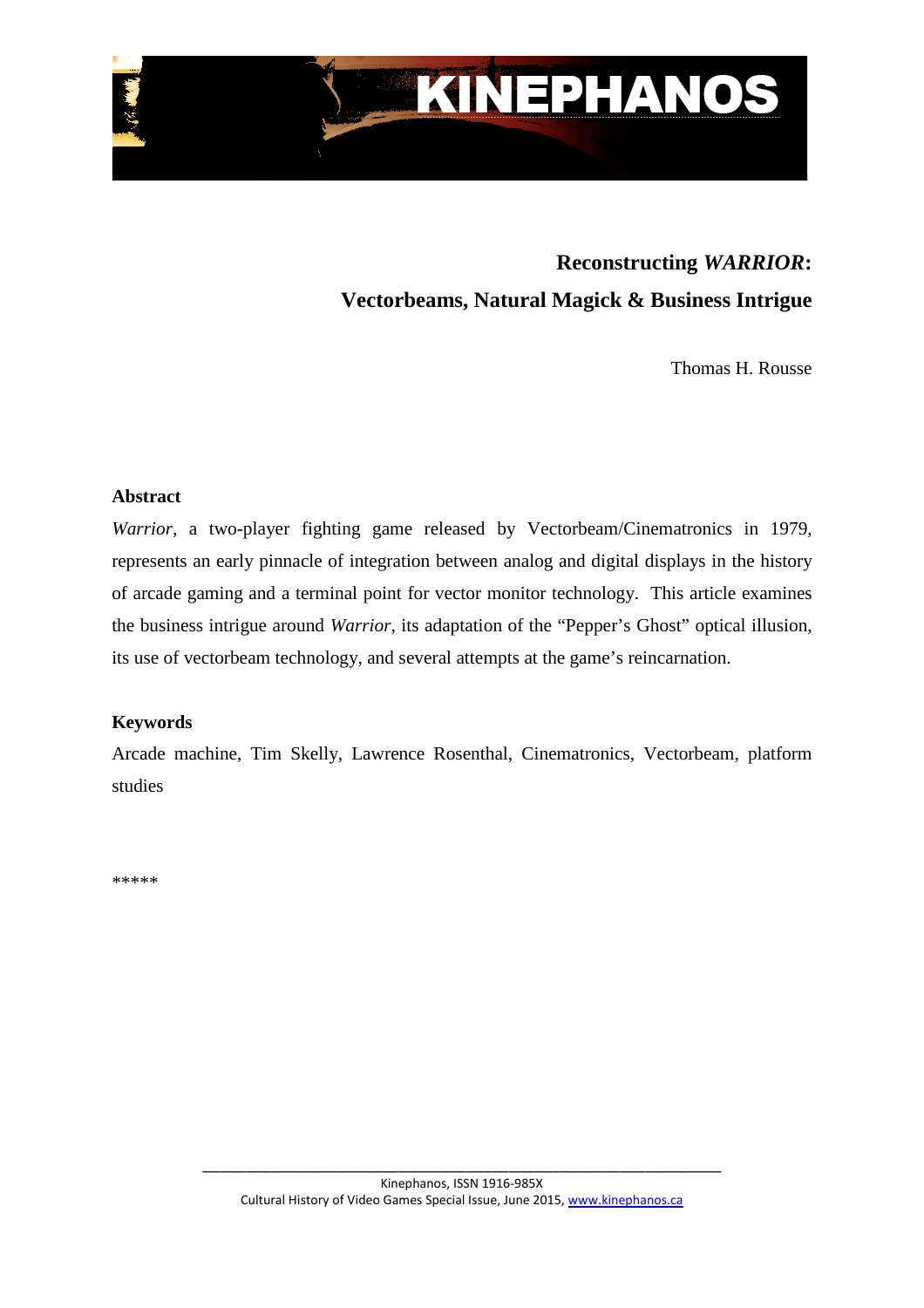# Reconstructing *WARRIOR*:

## Vectorbeams, Natural Magick & Business Intrigue

Thomas H. Rousse

**Abstract**

*Warrior*, a two-player fighting game released by Vectorbeam/Cinematronics in 1979, represents an early pinnacle of integration between analog and digital displays in the history of arcade gaming and a terminal point for vector monitor technology. This article examines the business intrigue around *Warrior*, its adaptation of the "Pepper's Ghost" optical illusion, its use of vectorbeam technology, and several attempts at the game's reincarnation.

**Keywords**

Arcade machine, Tim Skelly, Lawrence Rosenthal, Cinematronics, Vectorbeam, platform studies

*****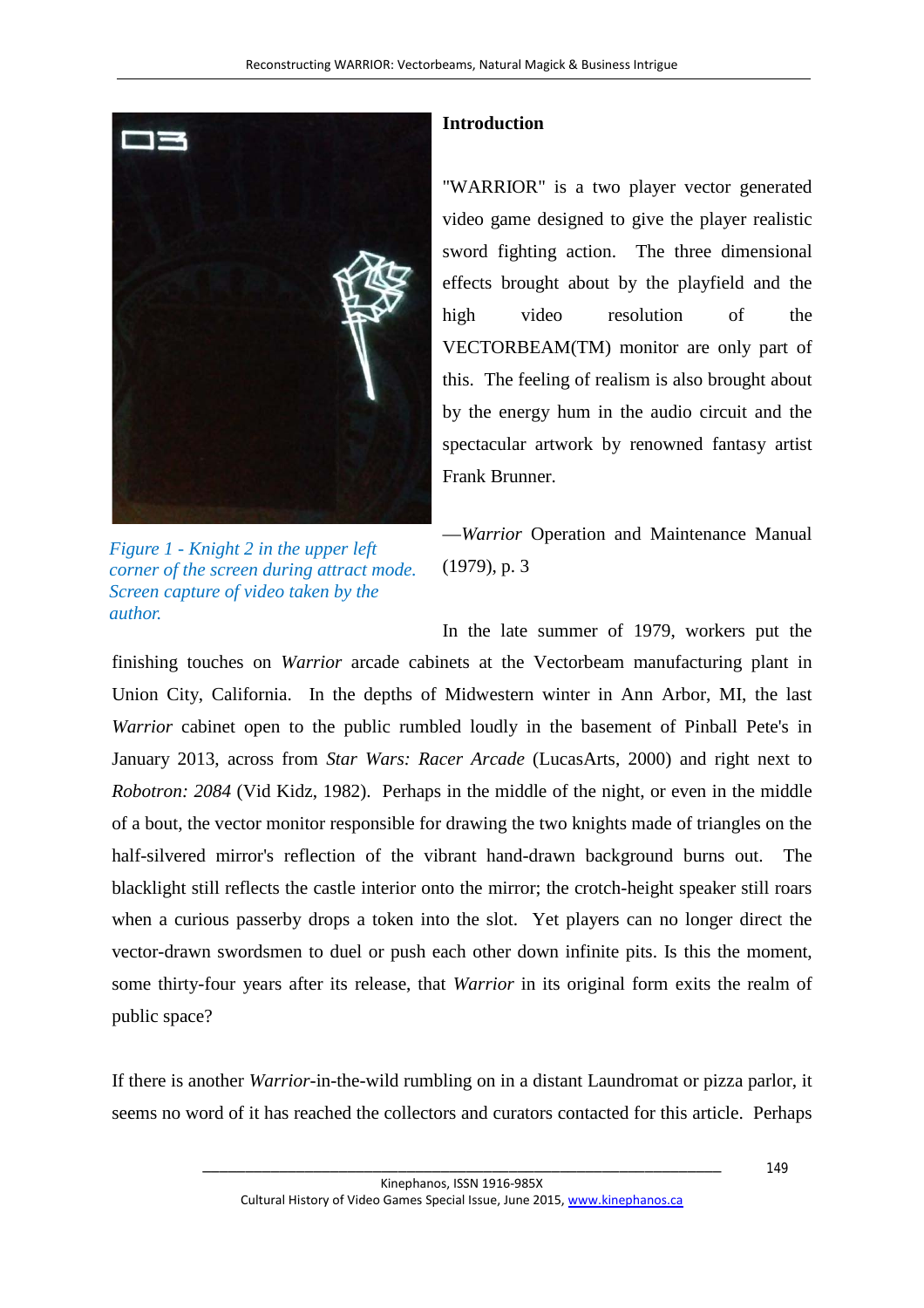## Introduction

"WARRIOR" is a two player vector generated video game designed to give the player realistic sword fighting action. The three dimensional effects brought about by the playfield and the high video resolution of the VECTORBEAM(TM) monitor are only part of this. The feeling of realism is also brought about by the energy hum in the audio circuit and the spectacular artwork by renowned fantasy artist Frank Brunner.

—*Warrior* Operation and Maintenance Manual (1979), p. 3

*Figure 1 - Knight 2 in the upper left corner of the screen during attract mode. Screen capture of video taken by the author.*

In the late summer of 1979, workers put the finishing touches on *Warrior* arcade cabinets at the Vectorbeam manufacturing plant in Union City, California. In the depths of Midwestern winter in Ann Arbor, MI, the last *Warrior* cabinet open to the public rumbled loudly in the basement of Pinball Pete's in January 2013, across from *Star Wars: Racer Arcade* (LucasArts, 2000) and right next to *Robotron: 2084* (Vid Kidz, 1982). Perhaps in the middle of the night, or even in the middle of a bout, the vector monitor responsible for drawing the two knights made of triangles on the half-silvered mirror's reflection of the vibrant hand-drawn background burns out. The blacklight still reflects the castle interior onto the mirror; the crotch-height speaker still roars when a curious passerby drops a token into the slot. Yet players can no longer direct the vector-drawn swordsmen to duel or push each other down infinite pits. Is this the moment, some thirty-four years after its release, that *Warrior* in its original form exits the realm of public space?

If there is another *Warrior*-in-the-wild rumbling on in a distant Laundromat or pizza parlor, it seems no word of it has reached the collectors and curators contacted for this article. Perhaps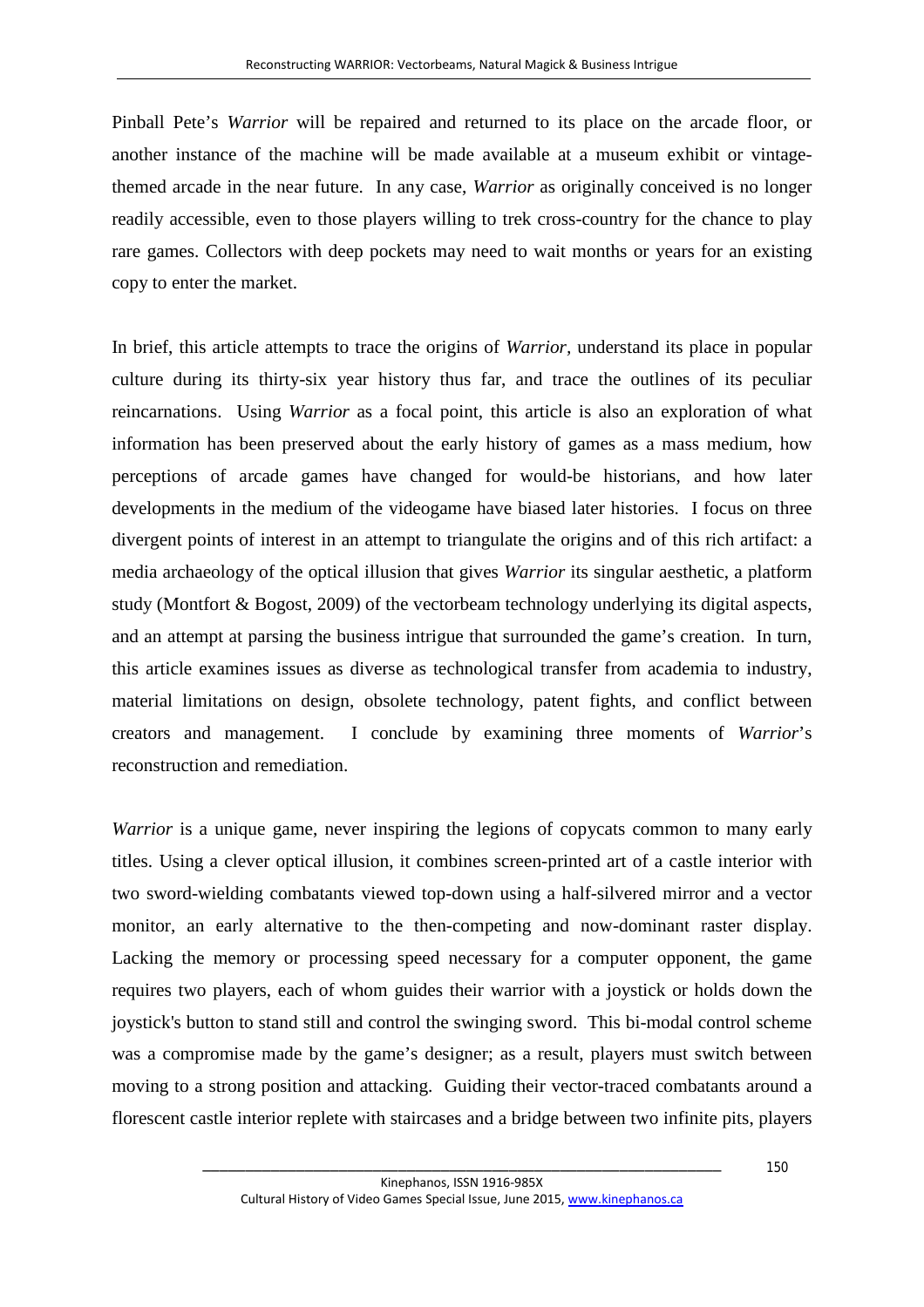Pinball Pete's *Warrior* will be repaired and returned to its place on the arcade floor, or another instance of the machine will be made available at a museum exhibit or vintage-themed arcade in the near future. In any case, *Warrior* as originally conceived is no longer readily accessible, even to those players willing to trek cross-country for the chance to play rare games. Collectors with deep pockets may need to wait months or years for an existing copy to enter the market.

In brief, this article attempts to trace the origins of *Warrior*, understand its place in popular culture during its thirty-six year history thus far, and trace the outlines of its peculiar reincarnations. Using *Warrior* as a focal point, this article is also an exploration of what information has been preserved about the early history of games as a mass medium, how perceptions of arcade games have changed for would-be historians, and how later developments in the medium of the videogame have biased later histories. I focus on three divergent points of interest in an attempt to triangulate the origins and of this rich artifact: a media archaeology of the optical illusion that gives *Warrior* its singular aesthetic, a platform study (Montfort & Bogost, 2009) of the vectorbeam technology underlying its digital aspects, and an attempt at parsing the business intrigue that surrounded the game's creation. In turn, this article examines issues as diverse as technological transfer from academia to industry, material limitations on design, obsolete technology, patent fights, and conflict between creators and management. I conclude by examining three moments of *Warrior*'s reconstruction and remediation.

*Warrior* is a unique game, never inspiring the legions of copycats common to many early titles. Using a clever optical illusion, it combines screen-printed art of a castle interior with two sword-wielding combatants viewed top-down using a half-silvered mirror and a vector monitor, an early alternative to the then-competing and now-dominant raster display. Lacking the memory or processing speed necessary for a computer opponent, the game requires two players, each of whom guides their warrior with a joystick or holds down the joystick's button to stand still and control the swinging sword. This bi-modal control scheme was a compromise made by the game's designer; as a result, players must switch between moving to a strong position and attacking. Guiding their vector-traced combatants around a florescent castle interior replete with staircases and a bridge between two infinite pits, players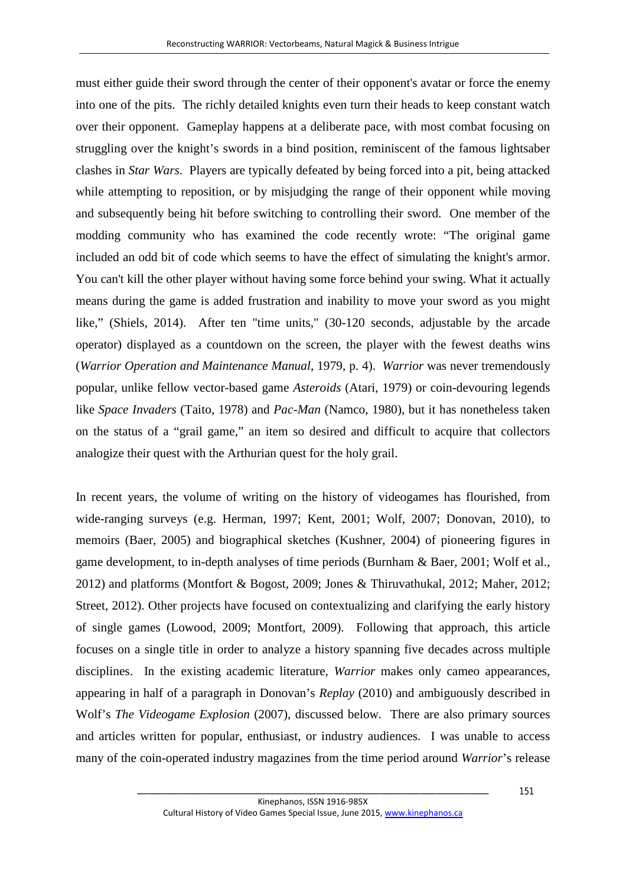must either guide their sword through the center of their opponent's avatar or force the enemy into one of the pits. The richly detailed knights even turn their heads to keep constant watch over their opponent. Gameplay happens at a deliberate pace, with most combat focusing on struggling over the knight's swords in a bind position, reminiscent of the famous lightsaber clashes in *Star Wars*. Players are typically defeated by being forced into a pit, being attacked while attempting to reposition, or by misjudging the range of their opponent while moving and subsequently being hit before switching to controlling their sword. One member of the modding community who has examined the code recently wrote: "The original game included an odd bit of code which seems to have the effect of simulating the knight's armor. You can't kill the other player without having some force behind your swing. What it actually means during the game is added frustration and inability to move your sword as you might like," (Shiels, 2014). After ten "time units," (30-120 seconds, adjustable by the arcade operator) displayed as a countdown on the screen, the player with the fewest deaths wins (*Warrior Operation and Maintenance Manual*, 1979, p. 4). *Warrior* was never tremendously popular, unlike fellow vector-based game *Asteroids* (Atari, 1979) or coin-devouring legends like *Space Invaders* (Taito, 1978) and *Pac-Man* (Namco, 1980), but it has nonetheless taken on the status of a "grail game," an item so desired and difficult to acquire that collectors analogize their quest with the Arthurian quest for the holy grail.

In recent years, the volume of writing on the history of videogames has flourished, from wide-ranging surveys (e.g. Herman, 1997; Kent, 2001; Wolf, 2007; Donovan, 2010), to memoirs (Baer, 2005) and biographical sketches (Kushner, 2004) of pioneering figures in game development, to in-depth analyses of time periods (Burnham & Baer, 2001; Wolf et al., 2012) and platforms (Montfort & Bogost, 2009; Jones & Thiruvathukal, 2012; Maher, 2012; Street, 2012). Other projects have focused on contextualizing and clarifying the early history of single games (Lowood, 2009; Montfort, 2009). Following that approach, this article focuses on a single title in order to analyze a history spanning five decades across multiple disciplines. In the existing academic literature, *Warrior* makes only cameo appearances, appearing in half of a paragraph in Donovan's *Replay* (2010) and ambiguously described in Wolf's *The Videogame Explosion* (2007), discussed below. There are also primary sources and articles written for popular, enthusiast, or industry audiences. I was unable to access many of the coin-operated industry magazines from the time period around *Warrior*'s release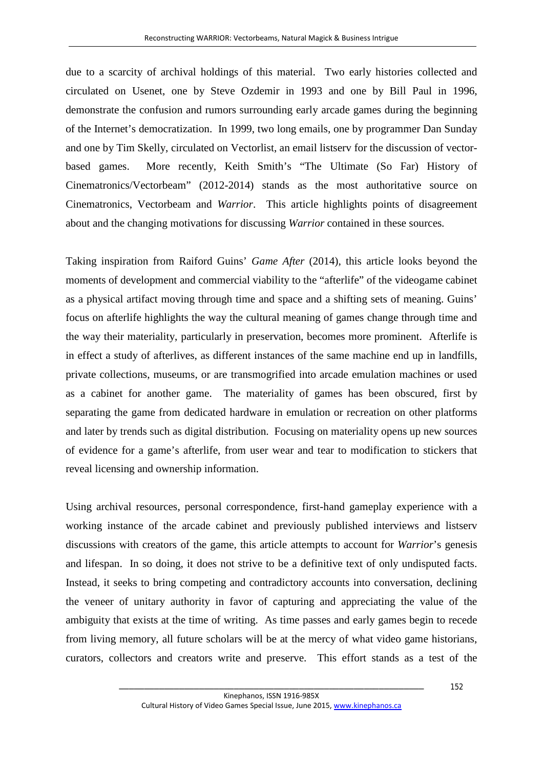due to a scarcity of archival holdings of this material. Two early histories collected and circulated on Usenet, one by Steve Ozdemir in 1993 and one by Bill Paul in 1996, demonstrate the confusion and rumors surrounding early arcade games during the beginning of the Internet's democratization. In 1999, two long emails, one by programmer Dan Sunday and one by Tim Skelly, circulated on Vectorlist, an email listserv for the discussion of vector-based games. More recently, Keith Smith's "The Ultimate (So Far) History of Cinematronics/Vectorbeam" (2012-2014) stands as the most authoritative source on Cinematronics, Vectorbeam and *Warrior*. This article highlights points of disagreement about and the changing motivations for discussing *Warrior* contained in these sources.

Taking inspiration from Raiford Guins' *Game After* (2014), this article looks beyond the moments of development and commercial viability to the "afterlife" of the videogame cabinet as a physical artifact moving through time and space and a shifting sets of meaning. Guins' focus on afterlife highlights the way the cultural meaning of games change through time and the way their materiality, particularly in preservation, becomes more prominent. Afterlife is in effect a study of afterlives, as different instances of the same machine end up in landfills, private collections, museums, or are transmogrified into arcade emulation machines or used as a cabinet for another game. The materiality of games has been obscured, first by separating the game from dedicated hardware in emulation or recreation on other platforms and later by trends such as digital distribution. Focusing on materiality opens up new sources of evidence for a game's afterlife, from user wear and tear to modification to stickers that reveal licensing and ownership information.

Using archival resources, personal correspondence, first-hand gameplay experience with a working instance of the arcade cabinet and previously published interviews and listserv discussions with creators of the game, this article attempts to account for *Warrior*'s genesis and lifespan. In so doing, it does not strive to be a definitive text of only undisputed facts. Instead, it seeks to bring competing and contradictory accounts into conversation, declining the veneer of unitary authority in favor of capturing and appreciating the value of the ambiguity that exists at the time of writing. As time passes and early games begin to recede from living memory, all future scholars will be at the mercy of what video game historians, curators, collectors and creators write and preserve. This effort stands as a test of the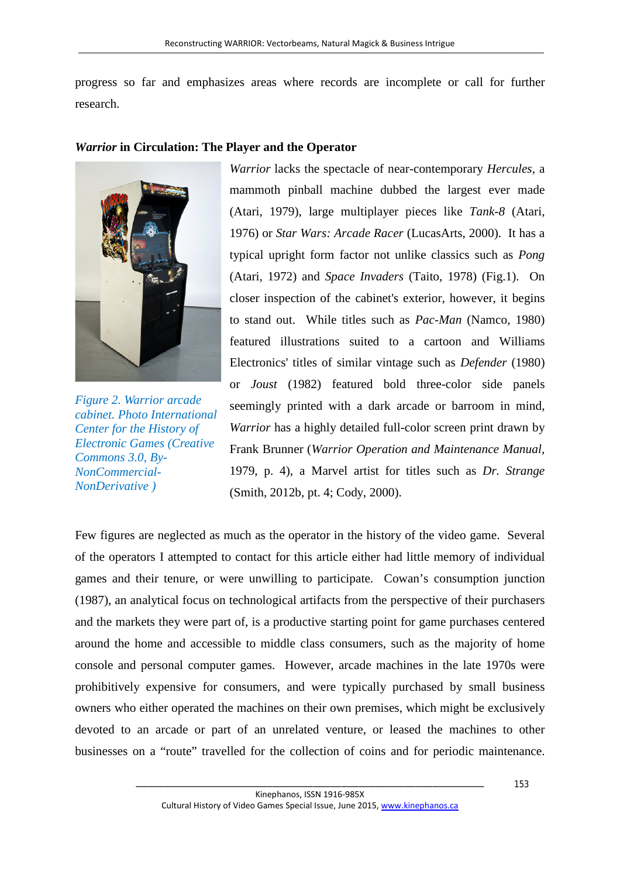progress so far and emphasizes areas where records are incomplete or call for further research.

### *Warrior* in Circulation: The Player and the Operator

*Figure 2. Warrior arcade cabinet. Photo International Center for the History of Electronic Games (Creative Commons 3.0, By-NonCommercial-NonDerivative )*

*Warrior* lacks the spectacle of near-contemporary *Hercules*, a mammoth pinball machine dubbed the largest ever made (Atari, 1979), large multiplayer pieces like *Tank-8* (Atari, 1976) or *Star Wars: Arcade Racer* (LucasArts, 2000). It has a typical upright form factor not unlike classics such as *Pong* (Atari, 1972) and *Space Invaders* (Taito, 1978) (Fig.1). On closer inspection of the cabinet's exterior, however, it begins to stand out. While titles such as *Pac-Man* (Namco, 1980) featured illustrations suited to a cartoon and Williams Electronics' titles of similar vintage such as *Defender* (1980) or *Joust* (1982) featured bold three-color side panels seemingly printed with a dark arcade or barroom in mind, *Warrior* has a highly detailed full-color screen print drawn by Frank Brunner (*Warrior Operation and Maintenance Manual*, 1979, p. 4), a Marvel artist for titles such as *Dr. Strange* (Smith, 2012b, pt. 4; Cody, 2000).

Few figures are neglected as much as the operator in the history of the video game. Several of the operators I attempted to contact for this article either had little memory of individual games and their tenure, or were unwilling to participate. Cowan's consumption junction (1987), an analytical focus on technological artifacts from the perspective of their purchasers and the markets they were part of, is a productive starting point for game purchases centered around the home and accessible to middle class consumers, such as the majority of home console and personal computer games. However, arcade machines in the late 1970s were prohibitively expensive for consumers, and were typically purchased by small business owners who either operated the machines on their own premises, which might be exclusively devoted to an arcade or part of an unrelated venture, or leased the machines to other businesses on a "route" travelled for the collection of coins and for periodic maintenance.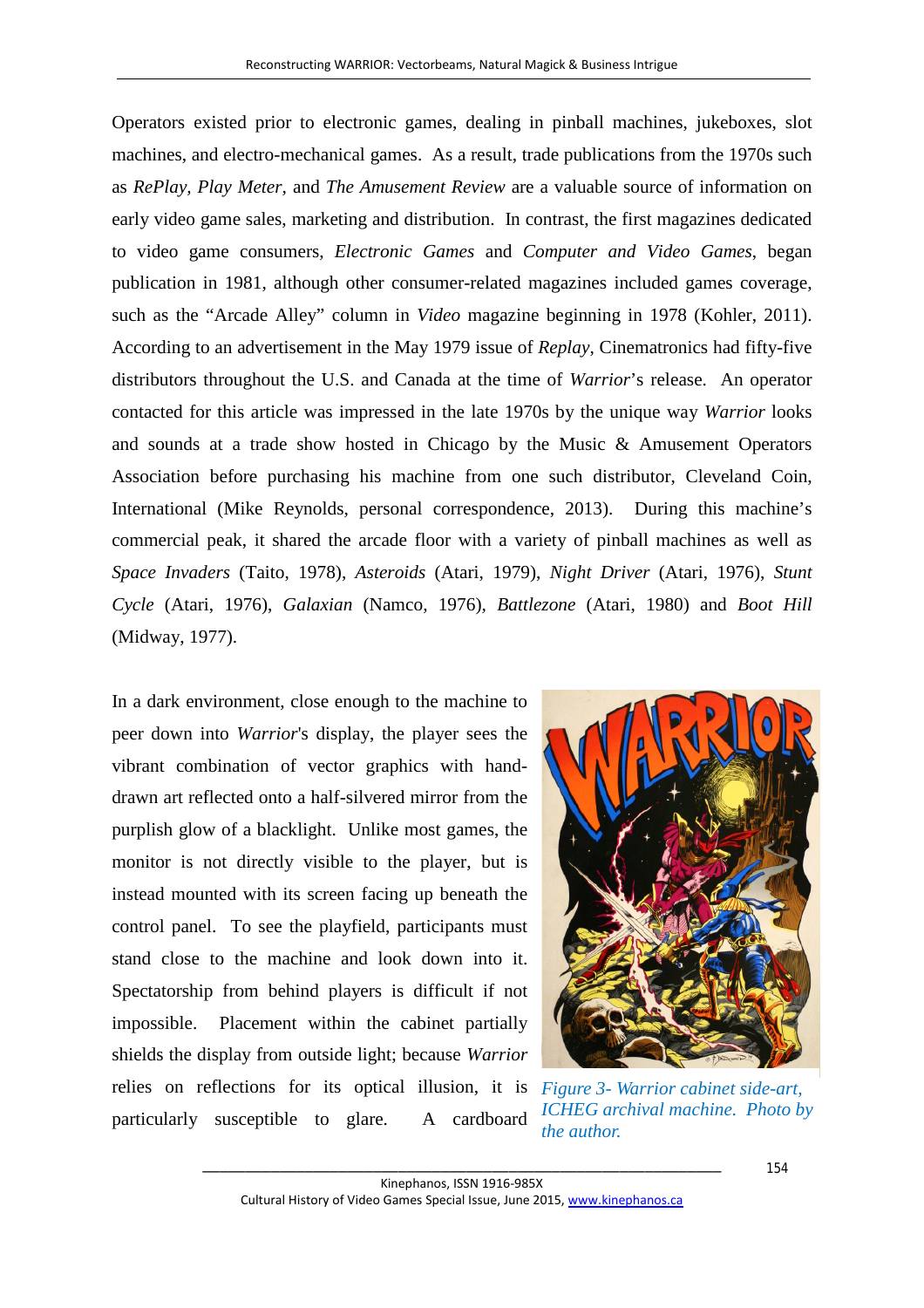Operators existed prior to electronic games, dealing in pinball machines, jukeboxes, slot machines, and electro-mechanical games. As a result, trade publications from the 1970s such as *RePlay, Play Meter*, and *The Amusement Review* are a valuable source of information on early video game sales, marketing and distribution. In contrast, the first magazines dedicated to video game consumers, *Electronic Games* and *Computer and Video Games*, began publication in 1981, although other consumer-related magazines included games coverage, such as the "Arcade Alley" column in *Video* magazine beginning in 1978 (Kohler, 2011). According to an advertisement in the May 1979 issue of *Replay*, Cinematronics had fifty-five distributors throughout the U.S. and Canada at the time of *Warrior*'s release. An operator contacted for this article was impressed in the late 1970s by the unique way *Warrior* looks and sounds at a trade show hosted in Chicago by the Music & Amusement Operators Association before purchasing his machine from one such distributor, Cleveland Coin, International (Mike Reynolds, personal correspondence, 2013). During this machine's commercial peak, it shared the arcade floor with a variety of pinball machines as well as *Space Invaders* (Taito, 1978), *Asteroids* (Atari, 1979), *Night Driver* (Atari, 1976), *Stunt Cycle* (Atari, 1976), *Galaxian* (Namco, 1976), *Battlezone* (Atari, 1980) and *Boot Hill* (Midway, 1977).

In a dark environment, close enough to the machine to peer down into *Warrior*'s display, the player sees the vibrant combination of vector graphics with hand-drawn art reflected onto a half-silvered mirror from the purplish glow of a blacklight. Unlike most games, the monitor is not directly visible to the player, but is instead mounted with its screen facing up beneath the control panel. To see the playfield, participants must stand close to the machine and look down into it. Spectatorship from behind players is difficult if not impossible. Placement within the cabinet partially shields the display from outside light; because *Warrior* relies on reflections for its optical illusion, it is particularly susceptible to glare. A cardboard

*Figure 3- Warrior cabinet side-art, ICHEG archival machine. Photo by the author.*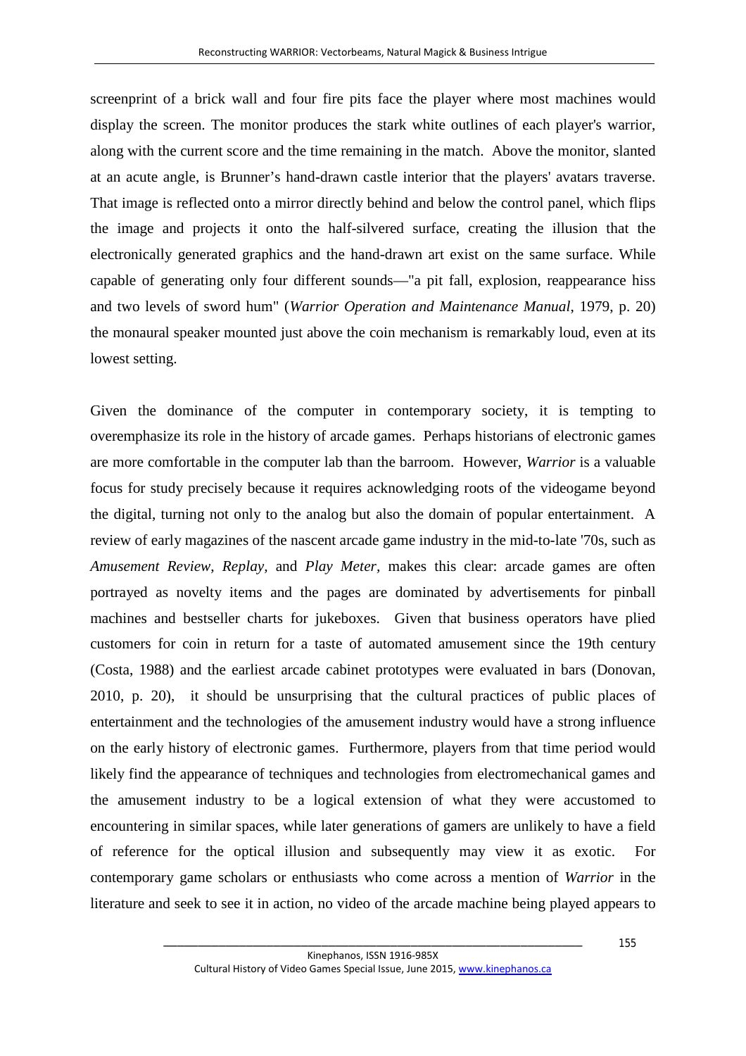screenprint of a brick wall and four fire pits face the player where most machines would display the screen. The monitor produces the stark white outlines of each player's warrior, along with the current score and the time remaining in the match. Above the monitor, slanted at an acute angle, is Brunner's hand-drawn castle interior that the players' avatars traverse. That image is reflected onto a mirror directly behind and below the control panel, which flips the image and projects it onto the half-silvered surface, creating the illusion that the electronically generated graphics and the hand-drawn art exist on the same surface. While capable of generating only four different sounds—"a pit fall, explosion, reappearance hiss and two levels of sword hum" (*Warrior Operation and Maintenance Manual*, 1979, p. 20) the monaural speaker mounted just above the coin mechanism is remarkably loud, even at its lowest setting.

Given the dominance of the computer in contemporary society, it is tempting to overemphasize its role in the history of arcade games. Perhaps historians of electronic games are more comfortable in the computer lab than the barroom. However, *Warrior* is a valuable focus for study precisely because it requires acknowledging roots of the videogame beyond the digital, turning not only to the analog but also the domain of popular entertainment. A review of early magazines of the nascent arcade game industry in the mid-to-late '70s, such as *Amusement Review*, *Replay*, and *Play Meter*, makes this clear: arcade games are often portrayed as novelty items and the pages are dominated by advertisements for pinball machines and bestseller charts for jukeboxes. Given that business operators have plied customers for coin in return for a taste of automated amusement since the 19th century (Costa, 1988) and the earliest arcade cabinet prototypes were evaluated in bars (Donovan, 2010, p. 20), it should be unsurprising that the cultural practices of public places of entertainment and the technologies of the amusement industry would have a strong influence on the early history of electronic games. Furthermore, players from that time period would likely find the appearance of techniques and technologies from electromechanical games and the amusement industry to be a logical extension of what they were accustomed to encountering in similar spaces, while later generations of gamers are unlikely to have a field of reference for the optical illusion and subsequently may view it as exotic. For contemporary game scholars or enthusiasts who come across a mention of *Warrior* in the literature and seek to see it in action, no video of the arcade machine being played appears to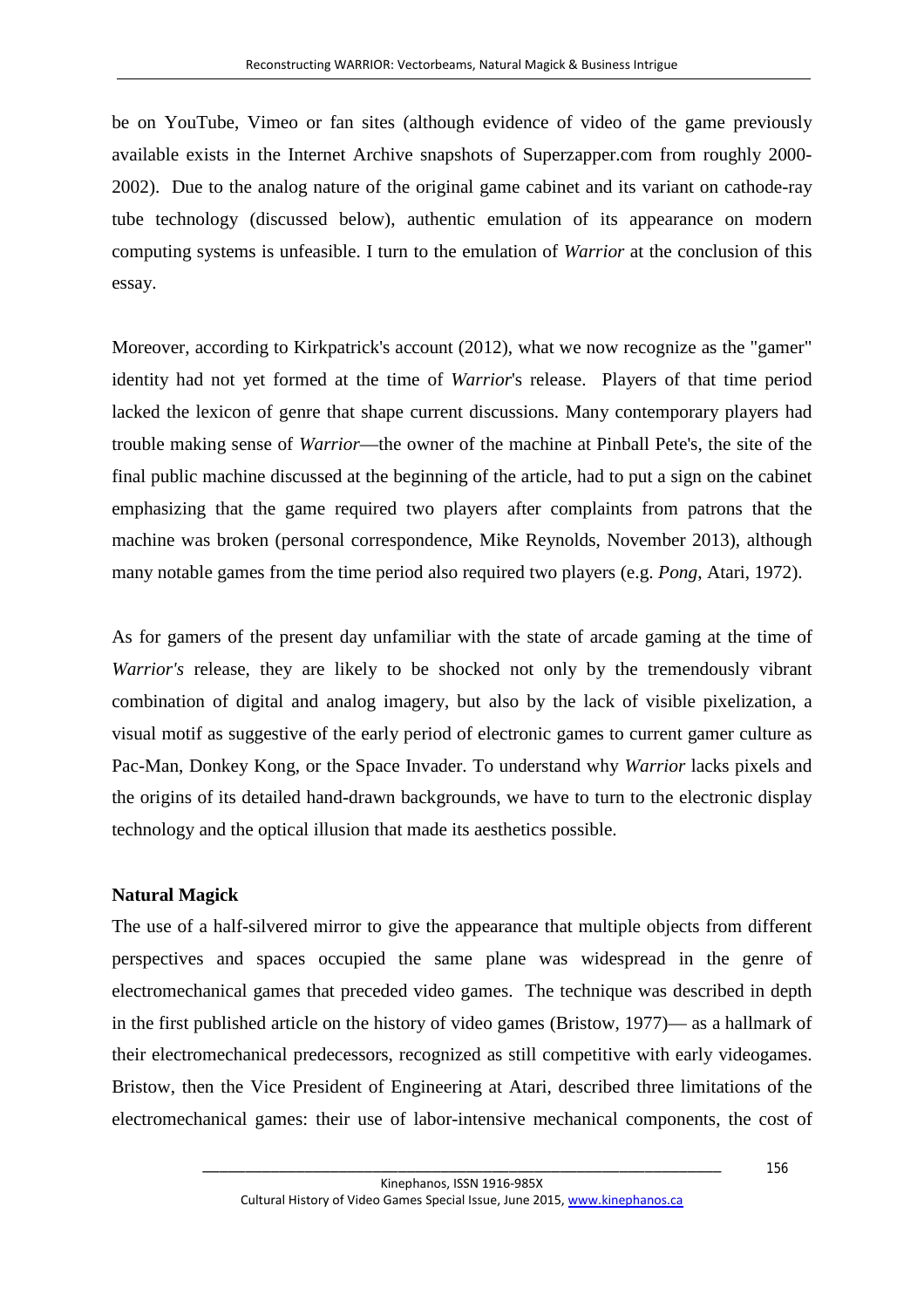be on YouTube, Vimeo or fan sites (although evidence of video of the game previously available exists in the Internet Archive snapshots of Superzapper.com from roughly 2000-2002). Due to the analog nature of the original game cabinet and its variant on cathode-ray tube technology (discussed below), authentic emulation of its appearance on modern computing systems is unfeasible. I turn to the emulation of *Warrior* at the conclusion of this essay.

Moreover, according to Kirkpatrick's account (2012), what we now recognize as the "gamer" identity had not yet formed at the time of *Warrior*'s release. Players of that time period lacked the lexicon of genre that shape current discussions. Many contemporary players had trouble making sense of *Warrior*—the owner of the machine at Pinball Pete's, the site of the final public machine discussed at the beginning of the article, had to put a sign on the cabinet emphasizing that the game required two players after complaints from patrons that the machine was broken (personal correspondence, Mike Reynolds, November 2013), although many notable games from the time period also required two players (e.g. *Pong*, Atari, 1972).

As for gamers of the present day unfamiliar with the state of arcade gaming at the time of *Warrior's* release, they are likely to be shocked not only by the tremendously vibrant combination of digital and analog imagery, but also by the lack of visible pixelization, a visual motif as suggestive of the early period of electronic games to current gamer culture as Pac-Man, Donkey Kong, or the Space Invader. To understand why *Warrior* lacks pixels and the origins of its detailed hand-drawn backgrounds, we have to turn to the electronic display technology and the optical illusion that made its aesthetics possible.

## Natural Magick

The use of a half-silvered mirror to give the appearance that multiple objects from different perspectives and spaces occupied the same plane was widespread in the genre of electromechanical games that preceded video games. The technique was described in depth in the first published article on the history of video games (Bristow, 1977)— as a hallmark of their electromechanical predecessors, recognized as still competitive with early videogames. Bristow, then the Vice President of Engineering at Atari, described three limitations of the electromechanical games: their use of labor-intensive mechanical components, the cost of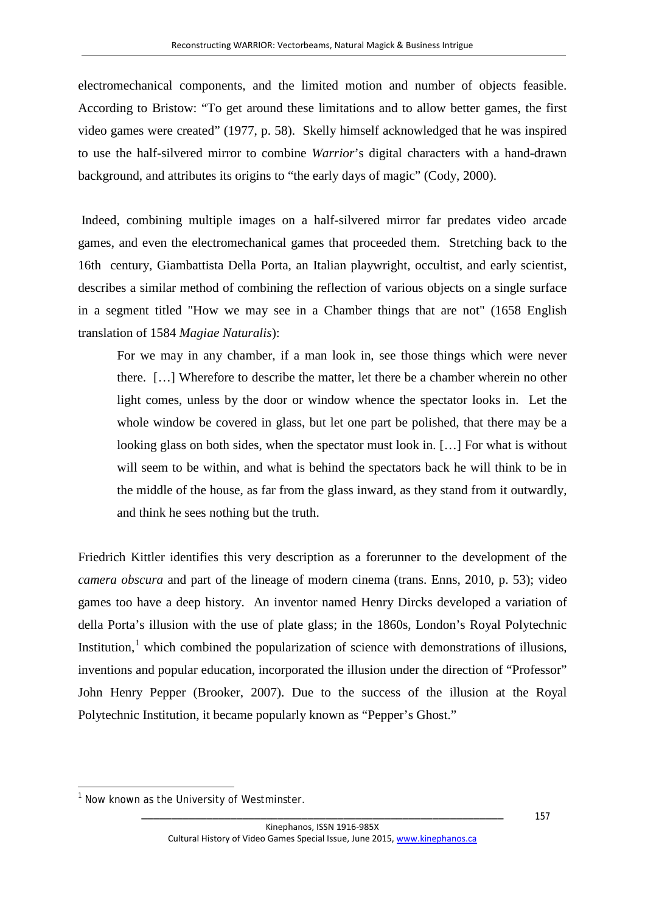electromechanical components, and the limited motion and number of objects feasible. According to Bristow: "To get around these limitations and to allow better games, the first video games were created" (1977, p. 58). Skelly himself acknowledged that he was inspired to use the half-silvered mirror to combine *Warrior*'s digital characters with a hand-drawn background, and attributes its origins to "the early days of magic" (Cody, 2000).

Indeed, combining multiple images on a half-silvered mirror far predates video arcade games, and even the electromechanical games that proceeded them. Stretching back to the 16th century, Giambattista Della Porta, an Italian playwright, occultist, and early scientist, describes a similar method of combining the reflection of various objects on a single surface in a segment titled "How we may see in a Chamber things that are not" (1658 English translation of 1584 *Magiae Naturalis*):

> For we may in any chamber, if a man look in, see those things which were never there. […] Wherefore to describe the matter, let there be a chamber wherein no other light comes, unless by the door or window whence the spectator looks in. Let the whole window be covered in glass, but let one part be polished, that there may be a looking glass on both sides, when the spectator must look in. […] For what is without will seem to be within, and what is behind the spectators back he will think to be in the middle of the house, as far from the glass inward, as they stand from it outwardly, and think he sees nothing but the truth.

Friedrich Kittler identifies this very description as a forerunner to the development of the *camera obscura* and part of the lineage of modern cinema (trans. Enns, 2010, p. 53); video games too have a deep history. An inventor named Henry Dircks developed a variation of della Porta's illusion with the use of plate glass; in the 1860s, London's Royal Polytechnic Institution,[1] which combined the popularization of science with demonstrations of illusions, inventions and popular education, incorporated the illusion under the direction of "Professor" John Henry Pepper (Brooker, 2007). Due to the success of the illusion at the Royal Polytechnic Institution, it became popularly known as "Pepper's Ghost."

[1] Now known as the University of Westminster.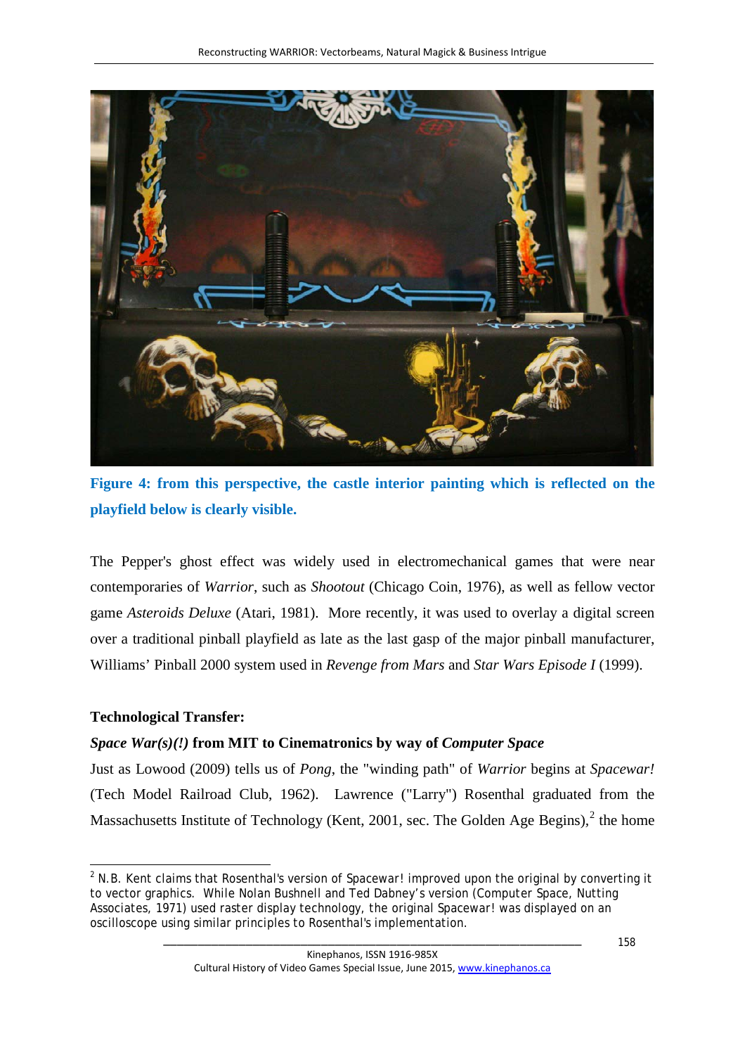**Figure 4: from this perspective, the castle interior painting which is reflected on the playfield below is clearly visible.**

The Pepper's ghost effect was widely used in electromechanical games that were near contemporaries of *Warrior*, such as *Shootout* (Chicago Coin, 1976), as well as fellow vector game *Asteroids Deluxe* (Atari, 1981). More recently, it was used to overlay a digital screen over a traditional pinball playfield as late as the last gasp of the major pinball manufacturer, Williams' Pinball 2000 system used in *Revenge from Mars* and *Star Wars Episode I* (1999).

**Technological Transfer:**

***Space War(s)(!)* from MIT to Cinematronics by way of *Computer Space***

Just as Lowood (2009) tells us of *Pong*, the "winding path" of *Warrior* begins at *Spacewar!* (Tech Model Railroad Club, 1962). Lawrence ("Larry") Rosenthal graduated from the Massachusetts Institute of Technology (Kent, 2001, sec. The Golden Age Begins),[2] the home

[2] N.B. Kent claims that Rosenthal's version of Spacewar! improved upon the original by converting it to vector graphics. While Nolan Bushnell and Ted Dabney's version (Computer Space, Nutting Associates, 1971) used raster display technology, the original Spacewar! was displayed on an oscilloscope using similar principles to Rosenthal's implementation.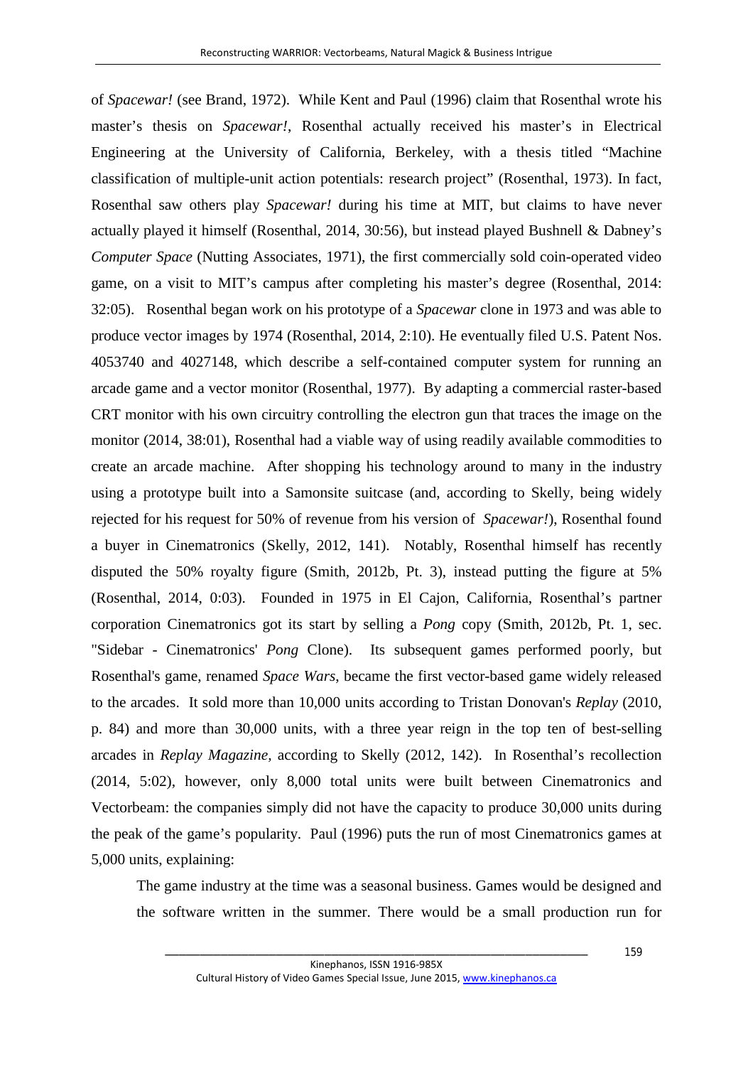of *Spacewar!* (see Brand, 1972). While Kent and Paul (1996) claim that Rosenthal wrote his master's thesis on *Spacewar!*, Rosenthal actually received his master's in Electrical Engineering at the University of California, Berkeley, with a thesis titled "Machine classification of multiple-unit action potentials: research project" (Rosenthal, 1973). In fact, Rosenthal saw others play *Spacewar!* during his time at MIT, but claims to have never actually played it himself (Rosenthal, 2014, 30:56), but instead played Bushnell & Dabney's *Computer Space* (Nutting Associates, 1971), the first commercially sold coin-operated video game, on a visit to MIT's campus after completing his master's degree (Rosenthal, 2014: 32:05). Rosenthal began work on his prototype of a *Spacewar* clone in 1973 and was able to produce vector images by 1974 (Rosenthal, 2014, 2:10). He eventually filed U.S. Patent Nos. 4053740 and 4027148, which describe a self-contained computer system for running an arcade game and a vector monitor (Rosenthal, 1977). By adapting a commercial raster-based CRT monitor with his own circuitry controlling the electron gun that traces the image on the monitor (2014, 38:01), Rosenthal had a viable way of using readily available commodities to create an arcade machine. After shopping his technology around to many in the industry using a prototype built into a Samonsite suitcase (and, according to Skelly, being widely rejected for his request for 50% of revenue from his version of *Spacewar!*), Rosenthal found a buyer in Cinematronics (Skelly, 2012, 141). Notably, Rosenthal himself has recently disputed the 50% royalty figure (Smith, 2012b, Pt. 3), instead putting the figure at 5% (Rosenthal, 2014, 0:03). Founded in 1975 in El Cajon, California, Rosenthal's partner corporation Cinematronics got its start by selling a *Pong* copy (Smith, 2012b, Pt. 1, sec. "Sidebar - Cinematronics' *Pong* Clone). Its subsequent games performed poorly, but Rosenthal's game, renamed *Space Wars*, became the first vector-based game widely released to the arcades. It sold more than 10,000 units according to Tristan Donovan's *Replay* (2010, p. 84) and more than 30,000 units, with a three year reign in the top ten of best-selling arcades in *Replay Magazine*, according to Skelly (2012, 142). In Rosenthal's recollection (2014, 5:02), however, only 8,000 total units were built between Cinematronics and Vectorbeam: the companies simply did not have the capacity to produce 30,000 units during the peak of the game's popularity. Paul (1996) puts the run of most Cinematronics games at 5,000 units, explaining:

> The game industry at the time was a seasonal business. Games would be designed and the software written in the summer. There would be a small production run for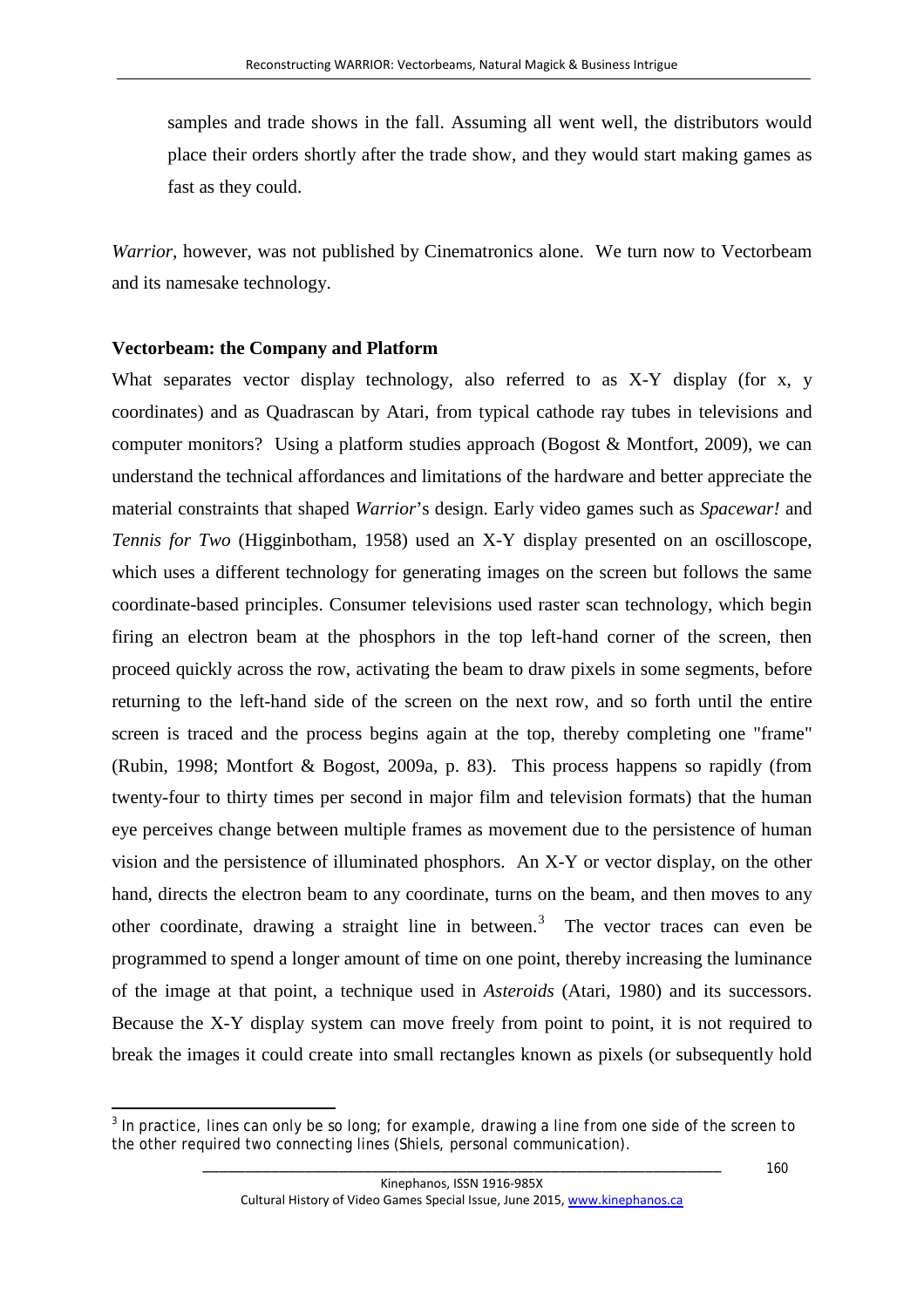samples and trade shows in the fall. Assuming all went well, the distributors would place their orders shortly after the trade show, and they would start making games as fast as they could.

*Warrior*, however, was not published by Cinematronics alone. We turn now to Vectorbeam and its namesake technology.

**Vectorbeam: the Company and Platform**

What separates vector display technology, also referred to as X-Y display (for x, y coordinates) and as Quadrascan by Atari, from typical cathode ray tubes in televisions and computer monitors? Using a platform studies approach (Bogost & Montfort, 2009), we can understand the technical affordances and limitations of the hardware and better appreciate the material constraints that shaped *Warrior*'s design. Early video games such as *Spacewar!* and *Tennis for Two* (Higginbotham, 1958) used an X-Y display presented on an oscilloscope, which uses a different technology for generating images on the screen but follows the same coordinate-based principles. Consumer televisions used raster scan technology, which begin firing an electron beam at the phosphors in the top left-hand corner of the screen, then proceed quickly across the row, activating the beam to draw pixels in some segments, before returning to the left-hand side of the screen on the next row, and so forth until the entire screen is traced and the process begins again at the top, thereby completing one "frame" (Rubin, 1998; Montfort & Bogost, 2009a, p. 83). This process happens so rapidly (from twenty-four to thirty times per second in major film and television formats) that the human eye perceives change between multiple frames as movement due to the persistence of human vision and the persistence of illuminated phosphors. An X-Y or vector display, on the other hand, directs the electron beam to any coordinate, turns on the beam, and then moves to any other coordinate, drawing a straight line in between.[3] The vector traces can even be programmed to spend a longer amount of time on one point, thereby increasing the luminance of the image at that point, a technique used in *Asteroids* (Atari, 1980) and its successors. Because the X-Y display system can move freely from point to point, it is not required to break the images it could create into small rectangles known as pixels (or subsequently hold

[3] In practice, lines can only be so long; for example, drawing a line from one side of the screen to the other required two connecting lines (Shiels, personal communication).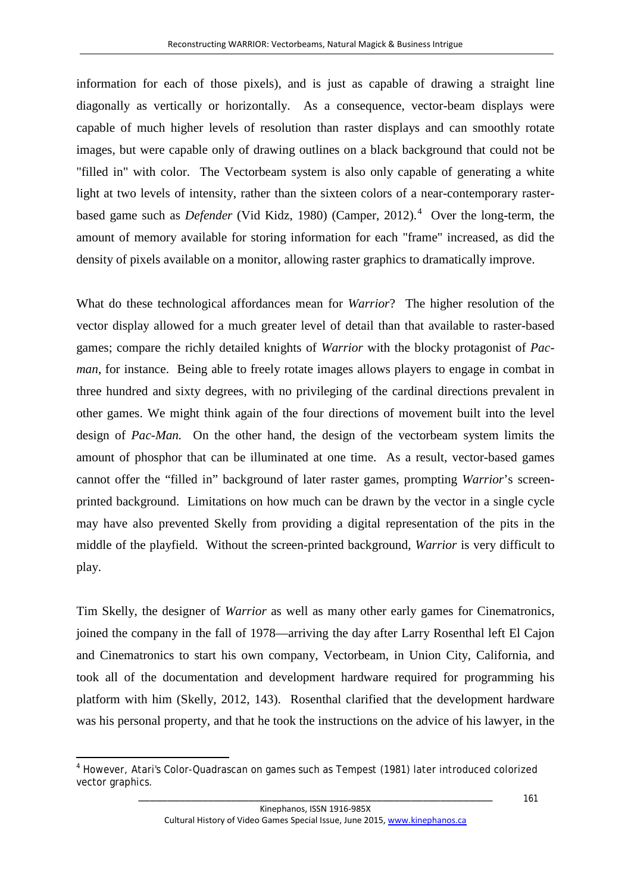information for each of those pixels), and is just as capable of drawing a straight line diagonally as vertically or horizontally. As a consequence, vector-beam displays were capable of much higher levels of resolution than raster displays and can smoothly rotate images, but were capable only of drawing outlines on a black background that could not be "filled in" with color. The Vectorbeam system is also only capable of generating a white light at two levels of intensity, rather than the sixteen colors of a near-contemporary raster-based game such as *Defender* (Vid Kidz, 1980) (Camper, 2012).[4] Over the long-term, the amount of memory available for storing information for each "frame" increased, as did the density of pixels available on a monitor, allowing raster graphics to dramatically improve.

What do these technological affordances mean for *Warrior*? The higher resolution of the vector display allowed for a much greater level of detail than that available to raster-based games; compare the richly detailed knights of *Warrior* with the blocky protagonist of *Pac-man*, for instance. Being able to freely rotate images allows players to engage in combat in three hundred and sixty degrees, with no privileging of the cardinal directions prevalent in other games. We might think again of the four directions of movement built into the level design of *Pac-Man.* On the other hand, the design of the vectorbeam system limits the amount of phosphor that can be illuminated at one time. As a result, vector-based games cannot offer the "filled in" background of later raster games, prompting *Warrior*'s screen-printed background. Limitations on how much can be drawn by the vector in a single cycle may have also prevented Skelly from providing a digital representation of the pits in the middle of the playfield. Without the screen-printed background, *Warrior* is very difficult to play.

Tim Skelly, the designer of *Warrior* as well as many other early games for Cinematronics, joined the company in the fall of 1978—arriving the day after Larry Rosenthal left El Cajon and Cinematronics to start his own company, Vectorbeam, in Union City, California, and took all of the documentation and development hardware required for programming his platform with him (Skelly, 2012, 143). Rosenthal clarified that the development hardware was his personal property, and that he took the instructions on the advice of his lawyer, in the

---

[4] However, Atari's Color-Quadrascan on games such as Tempest (1981) later introduced colorized vector graphics.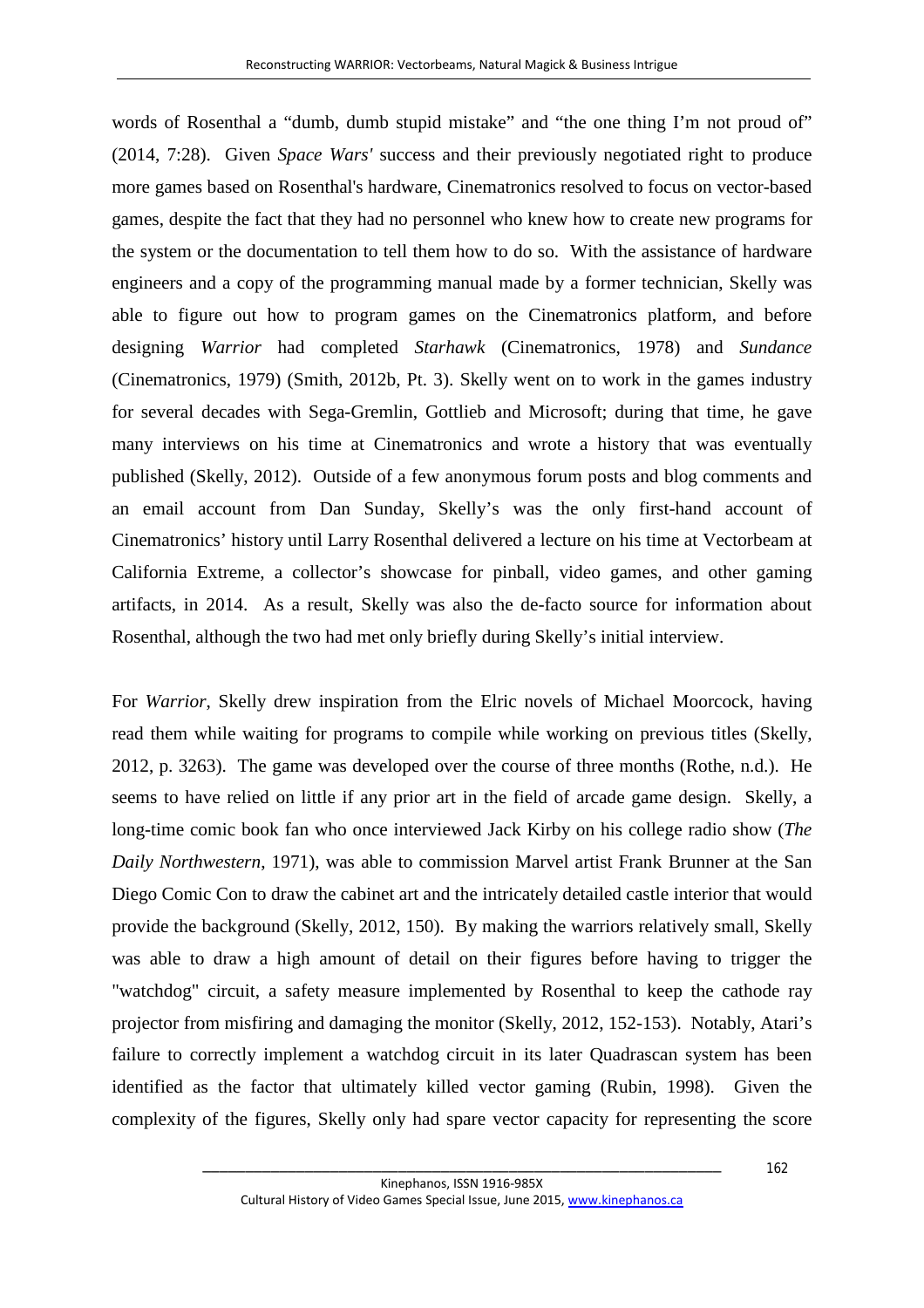words of Rosenthal a "dumb, dumb stupid mistake" and "the one thing I'm not proud of" (2014, 7:28). Given *Space Wars'* success and their previously negotiated right to produce more games based on Rosenthal's hardware, Cinematronics resolved to focus on vector-based games, despite the fact that they had no personnel who knew how to create new programs for the system or the documentation to tell them how to do so. With the assistance of hardware engineers and a copy of the programming manual made by a former technician, Skelly was able to figure out how to program games on the Cinematronics platform, and before designing *Warrior* had completed *Starhawk* (Cinematronics, 1978) and *Sundance* (Cinematronics, 1979) (Smith, 2012b, Pt. 3). Skelly went on to work in the games industry for several decades with Sega-Gremlin, Gottlieb and Microsoft; during that time, he gave many interviews on his time at Cinematronics and wrote a history that was eventually published (Skelly, 2012). Outside of a few anonymous forum posts and blog comments and an email account from Dan Sunday, Skelly's was the only first-hand account of Cinematronics' history until Larry Rosenthal delivered a lecture on his time at Vectorbeam at California Extreme, a collector's showcase for pinball, video games, and other gaming artifacts, in 2014. As a result, Skelly was also the de-facto source for information about Rosenthal, although the two had met only briefly during Skelly's initial interview.

For *Warrior*, Skelly drew inspiration from the Elric novels of Michael Moorcock, having read them while waiting for programs to compile while working on previous titles (Skelly, 2012, p. 3263). The game was developed over the course of three months (Rothe, n.d.). He seems to have relied on little if any prior art in the field of arcade game design. Skelly, a long-time comic book fan who once interviewed Jack Kirby on his college radio show (*The Daily Northwestern*, 1971), was able to commission Marvel artist Frank Brunner at the San Diego Comic Con to draw the cabinet art and the intricately detailed castle interior that would provide the background (Skelly, 2012, 150). By making the warriors relatively small, Skelly was able to draw a high amount of detail on their figures before having to trigger the "watchdog" circuit, a safety measure implemented by Rosenthal to keep the cathode ray projector from misfiring and damaging the monitor (Skelly, 2012, 152-153). Notably, Atari's failure to correctly implement a watchdog circuit in its later Quadrascan system has been identified as the factor that ultimately killed vector gaming (Rubin, 1998). Given the complexity of the figures, Skelly only had spare vector capacity for representing the score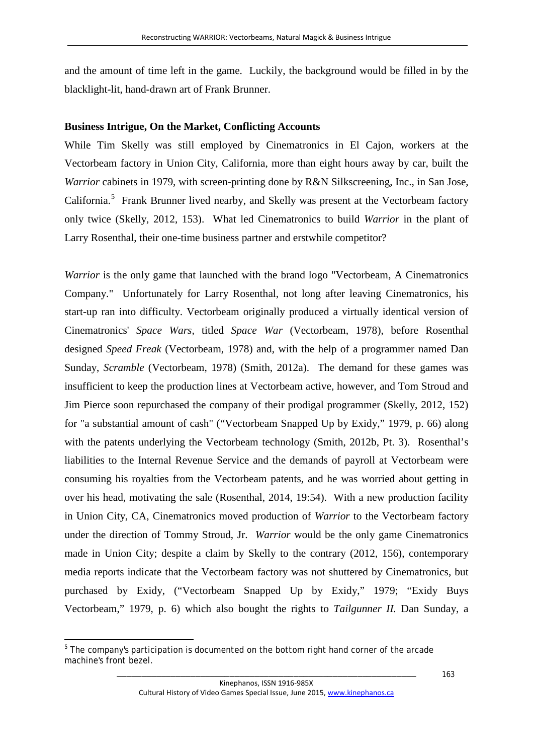and the amount of time left in the game. Luckily, the background would be filled in by the blacklight-lit, hand-drawn art of Frank Brunner.

**Business Intrigue, On the Market, Conflicting Accounts**

While Tim Skelly was still employed by Cinematronics in El Cajon, workers at the Vectorbeam factory in Union City, California, more than eight hours away by car, built the *Warrior* cabinets in 1979, with screen-printing done by R&N Silkscreening, Inc., in San Jose, California.[5] Frank Brunner lived nearby, and Skelly was present at the Vectorbeam factory only twice (Skelly, 2012, 153). What led Cinematronics to build *Warrior* in the plant of Larry Rosenthal, their one-time business partner and erstwhile competitor?

*Warrior* is the only game that launched with the brand logo "Vectorbeam, A Cinematronics Company." Unfortunately for Larry Rosenthal, not long after leaving Cinematronics, his start-up ran into difficulty. Vectorbeam originally produced a virtually identical version of Cinematronics' *Space Wars*, titled *Space War* (Vectorbeam, 1978), before Rosenthal designed *Speed Freak* (Vectorbeam, 1978) and, with the help of a programmer named Dan Sunday, *Scramble* (Vectorbeam, 1978) (Smith, 2012a). The demand for these games was insufficient to keep the production lines at Vectorbeam active, however, and Tom Stroud and Jim Pierce soon repurchased the company of their prodigal programmer (Skelly, 2012, 152) for "a substantial amount of cash" ("Vectorbeam Snapped Up by Exidy," 1979, p. 66) along with the patents underlying the Vectorbeam technology (Smith, 2012b, Pt. 3). Rosenthal's liabilities to the Internal Revenue Service and the demands of payroll at Vectorbeam were consuming his royalties from the Vectorbeam patents, and he was worried about getting in over his head, motivating the sale (Rosenthal, 2014, 19:54). With a new production facility in Union City, CA, Cinematronics moved production of *Warrior* to the Vectorbeam factory under the direction of Tommy Stroud, Jr. *Warrior* would be the only game Cinematronics made in Union City; despite a claim by Skelly to the contrary (2012, 156), contemporary media reports indicate that the Vectorbeam factory was not shuttered by Cinematronics, but purchased by Exidy, ("Vectorbeam Snapped Up by Exidy," 1979; "Exidy Buys Vectorbeam," 1979, p. 6) which also bought the rights to *Tailgunner II.* Dan Sunday, a

---

[5] The company's participation is documented on the bottom right hand corner of the arcade machine's front bezel.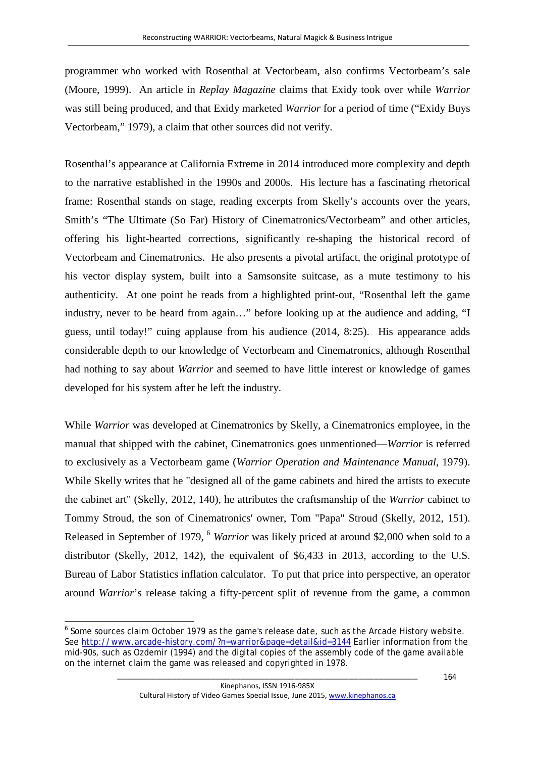programmer who worked with Rosenthal at Vectorbeam, also confirms Vectorbeam's sale (Moore, 1999). An article in *Replay Magazine* claims that Exidy took over while *Warrior* was still being produced, and that Exidy marketed *Warrior* for a period of time ("Exidy Buys Vectorbeam," 1979), a claim that other sources did not verify.

Rosenthal's appearance at California Extreme in 2014 introduced more complexity and depth to the narrative established in the 1990s and 2000s. His lecture has a fascinating rhetorical frame: Rosenthal stands on stage, reading excerpts from Skelly's accounts over the years, Smith's "The Ultimate (So Far) History of Cinematronics/Vectorbeam" and other articles, offering his light-hearted corrections, significantly re-shaping the historical record of Vectorbeam and Cinematronics. He also presents a pivotal artifact, the original prototype of his vector display system, built into a Samsonsite suitcase, as a mute testimony to his authenticity. At one point he reads from a highlighted print-out, "Rosenthal left the game industry, never to be heard from again…" before looking up at the audience and adding, "I guess, until today!" cuing applause from his audience (2014, 8:25). His appearance adds considerable depth to our knowledge of Vectorbeam and Cinematronics, although Rosenthal had nothing to say about *Warrior* and seemed to have little interest or knowledge of games developed for his system after he left the industry.

While *Warrior* was developed at Cinematronics by Skelly, a Cinematronics employee, in the manual that shipped with the cabinet, Cinematronics goes unmentioned—*Warrior* is referred to exclusively as a Vectorbeam game (*Warrior Operation and Maintenance Manual*, 1979). While Skelly writes that he "designed all of the game cabinets and hired the artists to execute the cabinet art" (Skelly, 2012, 140), he attributes the craftsmanship of the *Warrior* cabinet to Tommy Stroud, the son of Cinematronics' owner, Tom "Papa" Stroud (Skelly, 2012, 151). Released in September of 1979, [6] *Warrior* was likely priced at around $2,000 when sold to a distributor (Skelly, 2012, 142), the equivalent of $6,433 in 2013, according to the U.S. Bureau of Labor Statistics inflation calculator. To put that price into perspective, an operator around *Warrior*'s release taking a fifty-percent split of revenue from the game, a common

---

[6] Some sources claim October 1979 as the game's release date, such as the Arcade History website. See http://www.arcade-history.com/?n=warrior&page=detail&id=3144 Earlier information from the mid-90s, such as Ozdemir (1994) and the digital copies of the assembly code of the game available on the internet claim the game was released and copyrighted in 1978.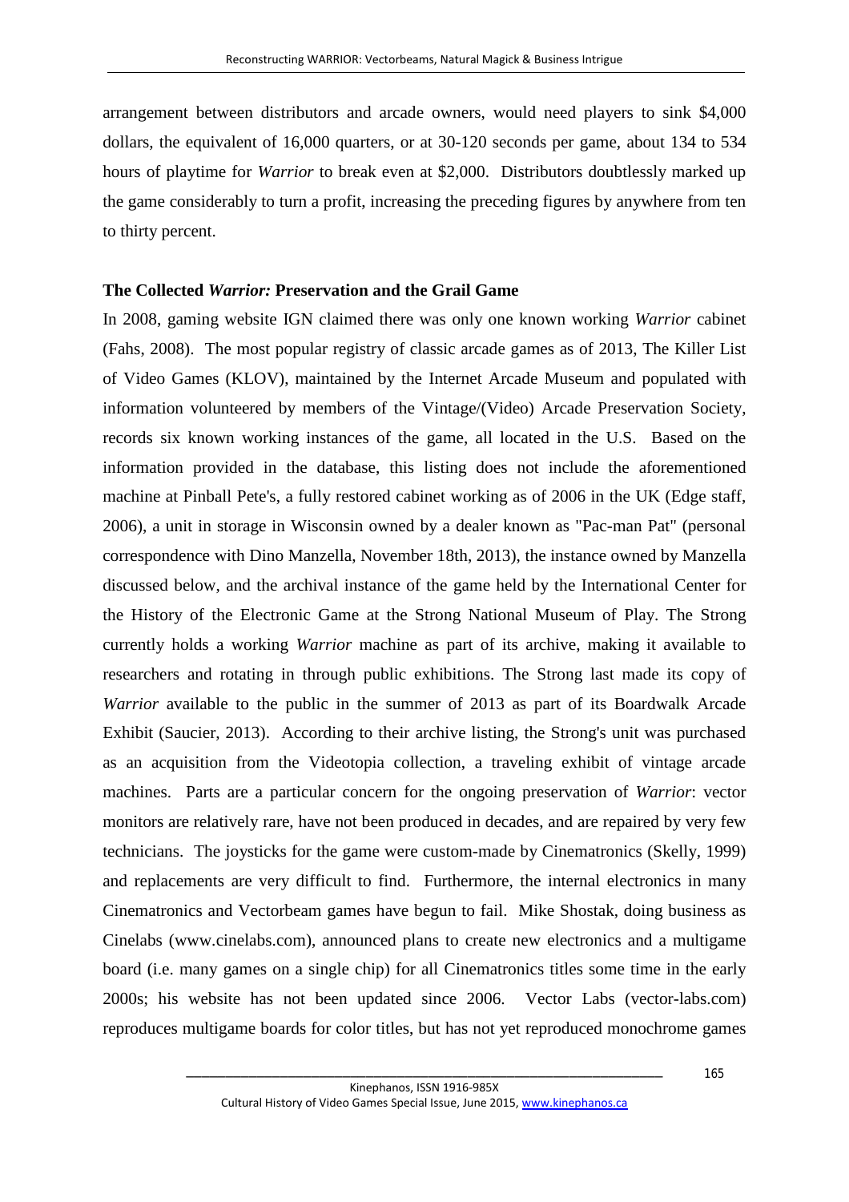arrangement between distributors and arcade owners, would need players to sink $4,000 dollars, the equivalent of 16,000 quarters, or at 30-120 seconds per game, about 134 to 534 hours of playtime for *Warrior* to break even at $2,000. Distributors doubtlessly marked up the game considerably to turn a profit, increasing the preceding figures by anywhere from ten to thirty percent.

### The Collected *Warrior:* Preservation and the Grail Game

In 2008, gaming website IGN claimed there was only one known working *Warrior* cabinet (Fahs, 2008). The most popular registry of classic arcade games as of 2013, The Killer List of Video Games (KLOV), maintained by the Internet Arcade Museum and populated with information volunteered by members of the Vintage/(Video) Arcade Preservation Society, records six known working instances of the game, all located in the U.S. Based on the information provided in the database, this listing does not include the aforementioned machine at Pinball Pete's, a fully restored cabinet working as of 2006 in the UK (Edge staff, 2006), a unit in storage in Wisconsin owned by a dealer known as "Pac-man Pat" (personal correspondence with Dino Manzella, November 18th, 2013), the instance owned by Manzella discussed below, and the archival instance of the game held by the International Center for the History of the Electronic Game at the Strong National Museum of Play. The Strong currently holds a working *Warrior* machine as part of its archive, making it available to researchers and rotating in through public exhibitions. The Strong last made its copy of *Warrior* available to the public in the summer of 2013 as part of its Boardwalk Arcade Exhibit (Saucier, 2013). According to their archive listing, the Strong's unit was purchased as an acquisition from the Videotopia collection, a traveling exhibit of vintage arcade machines. Parts are a particular concern for the ongoing preservation of *Warrior*: vector monitors are relatively rare, have not been produced in decades, and are repaired by very few technicians. The joysticks for the game were custom-made by Cinematronics (Skelly, 1999) and replacements are very difficult to find. Furthermore, the internal electronics in many Cinematronics and Vectorbeam games have begun to fail. Mike Shostak, doing business as Cinelabs (www.cinelabs.com), announced plans to create new electronics and a multigame board (i.e. many games on a single chip) for all Cinematronics titles some time in the early 2000s; his website has not been updated since 2006. Vector Labs (vector-labs.com) reproduces multigame boards for color titles, but has not yet reproduced monochrome games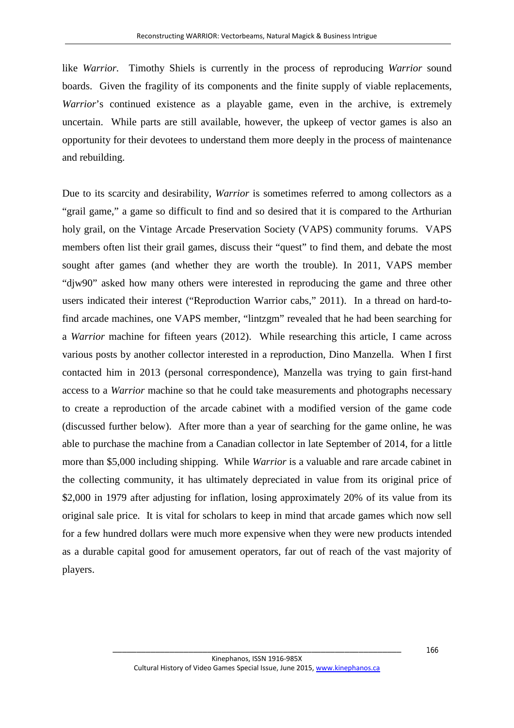like *Warrior*. Timothy Shiels is currently in the process of reproducing *Warrior* sound boards. Given the fragility of its components and the finite supply of viable replacements, *Warrior*'s continued existence as a playable game, even in the archive, is extremely uncertain. While parts are still available, however, the upkeep of vector games is also an opportunity for their devotees to understand them more deeply in the process of maintenance and rebuilding.

Due to its scarcity and desirability, *Warrior* is sometimes referred to among collectors as a "grail game," a game so difficult to find and so desired that it is compared to the Arthurian holy grail, on the Vintage Arcade Preservation Society (VAPS) community forums. VAPS members often list their grail games, discuss their "quest" to find them, and debate the most sought after games (and whether they are worth the trouble). In 2011, VAPS member "djw90" asked how many others were interested in reproducing the game and three other users indicated their interest ("Reproduction Warrior cabs," 2011). In a thread on hard-to-find arcade machines, one VAPS member, "lintzgm" revealed that he had been searching for a *Warrior* machine for fifteen years (2012). While researching this article, I came across various posts by another collector interested in a reproduction, Dino Manzella. When I first contacted him in 2013 (personal correspondence), Manzella was trying to gain first-hand access to a *Warrior* machine so that he could take measurements and photographs necessary to create a reproduction of the arcade cabinet with a modified version of the game code (discussed further below). After more than a year of searching for the game online, he was able to purchase the machine from a Canadian collector in late September of 2014, for a little more than $5,000 including shipping. While *Warrior* is a valuable and rare arcade cabinet in the collecting community, it has ultimately depreciated in value from its original price of $2,000 in 1979 after adjusting for inflation, losing approximately 20% of its value from its original sale price. It is vital for scholars to keep in mind that arcade games which now sell for a few hundred dollars were much more expensive when they were new products intended as a durable capital good for amusement operators, far out of reach of the vast majority of players.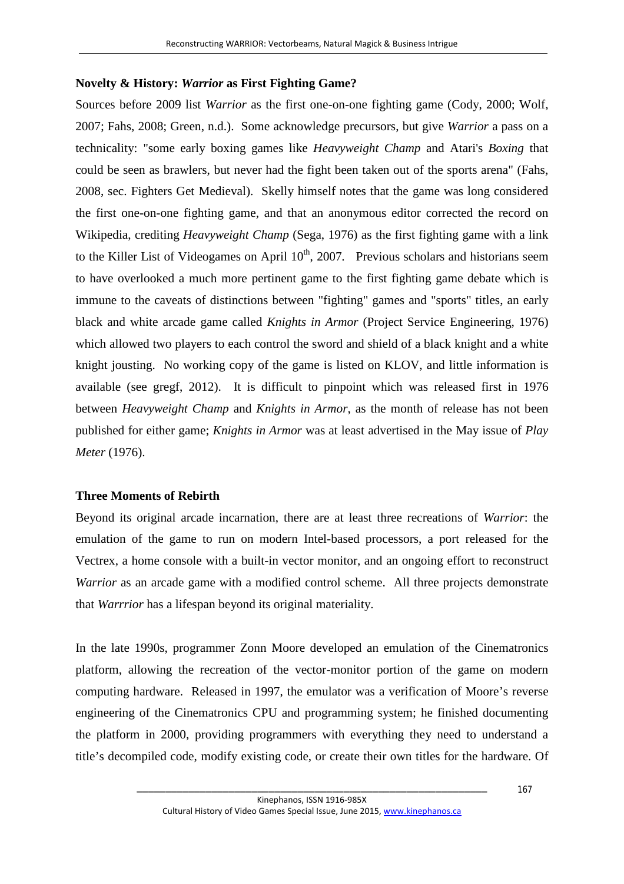### Novelty & History: *Warrior* as First Fighting Game?

Sources before 2009 list *Warrior* as the first one-on-one fighting game (Cody, 2000; Wolf, 2007; Fahs, 2008; Green, n.d.). Some acknowledge precursors, but give *Warrior* a pass on a technicality: "some early boxing games like *Heavyweight Champ* and Atari's *Boxing* that could be seen as brawlers, but never had the fight been taken out of the sports arena" (Fahs, 2008, sec. Fighters Get Medieval). Skelly himself notes that the game was long considered the first one-on-one fighting game, and that an anonymous editor corrected the record on Wikipedia, crediting *Heavyweight Champ* (Sega, 1976) as the first fighting game with a link to the Killer List of Videogames on April 10th, 2007. Previous scholars and historians seem to have overlooked a much more pertinent game to the first fighting game debate which is immune to the caveats of distinctions between "fighting" games and "sports" titles, an early black and white arcade game called *Knights in Armor* (Project Service Engineering, 1976) which allowed two players to each control the sword and shield of a black knight and a white knight jousting. No working copy of the game is listed on KLOV, and little information is available (see gregf, 2012). It is difficult to pinpoint which was released first in 1976 between *Heavyweight Champ* and *Knights in Armor*, as the month of release has not been published for either game; *Knights in Armor* was at least advertised in the May issue of *Play Meter* (1976).

### Three Moments of Rebirth

Beyond its original arcade incarnation, there are at least three recreations of *Warrior*: the emulation of the game to run on modern Intel-based processors, a port released for the Vectrex, a home console with a built-in vector monitor, and an ongoing effort to reconstruct *Warrior* as an arcade game with a modified control scheme. All three projects demonstrate that *Warrrior* has a lifespan beyond its original materiality.

In the late 1990s, programmer Zonn Moore developed an emulation of the Cinematronics platform, allowing the recreation of the vector-monitor portion of the game on modern computing hardware. Released in 1997, the emulator was a verification of Moore's reverse engineering of the Cinematronics CPU and programming system; he finished documenting the platform in 2000, providing programmers with everything they need to understand a title's decompiled code, modify existing code, or create their own titles for the hardware. Of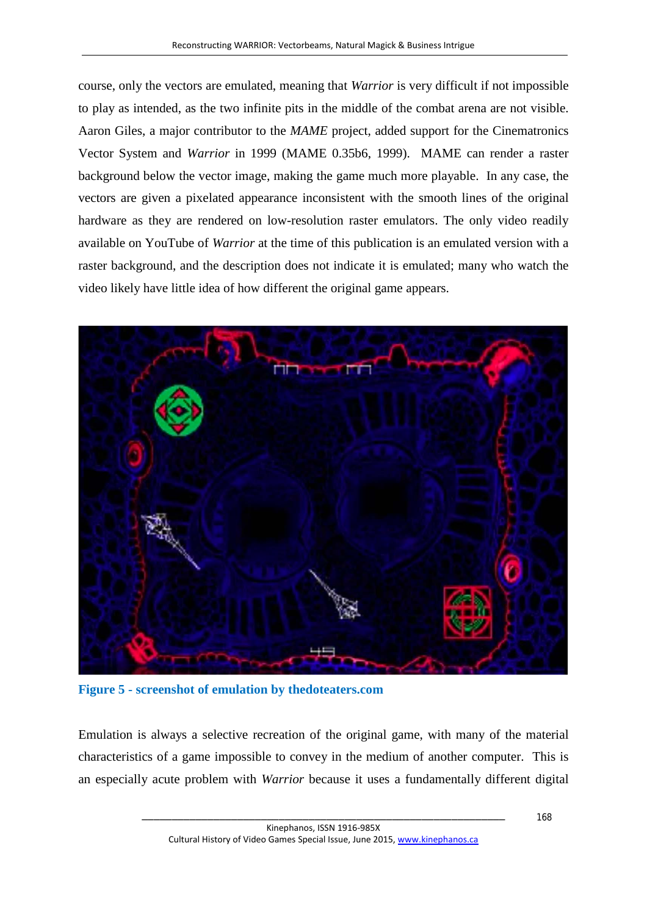course, only the vectors are emulated, meaning that *Warrior* is very difficult if not impossible to play as intended, as the two infinite pits in the middle of the combat arena are not visible. Aaron Giles, a major contributor to the *MAME* project, added support for the Cinematronics Vector System and *Warrior* in 1999 (MAME 0.35b6, 1999). MAME can render a raster background below the vector image, making the game much more playable. In any case, the vectors are given a pixelated appearance inconsistent with the smooth lines of the original hardware as they are rendered on low-resolution raster emulators. The only video readily available on YouTube of *Warrior* at the time of this publication is an emulated version with a raster background, and the description does not indicate it is emulated; many who watch the video likely have little idea of how different the original game appears.

**Figure 5 - screenshot of emulation by thedoteaters.com**

Emulation is always a selective recreation of the original game, with many of the material characteristics of a game impossible to convey in the medium of another computer. This is an especially acute problem with *Warrior* because it uses a fundamentally different digital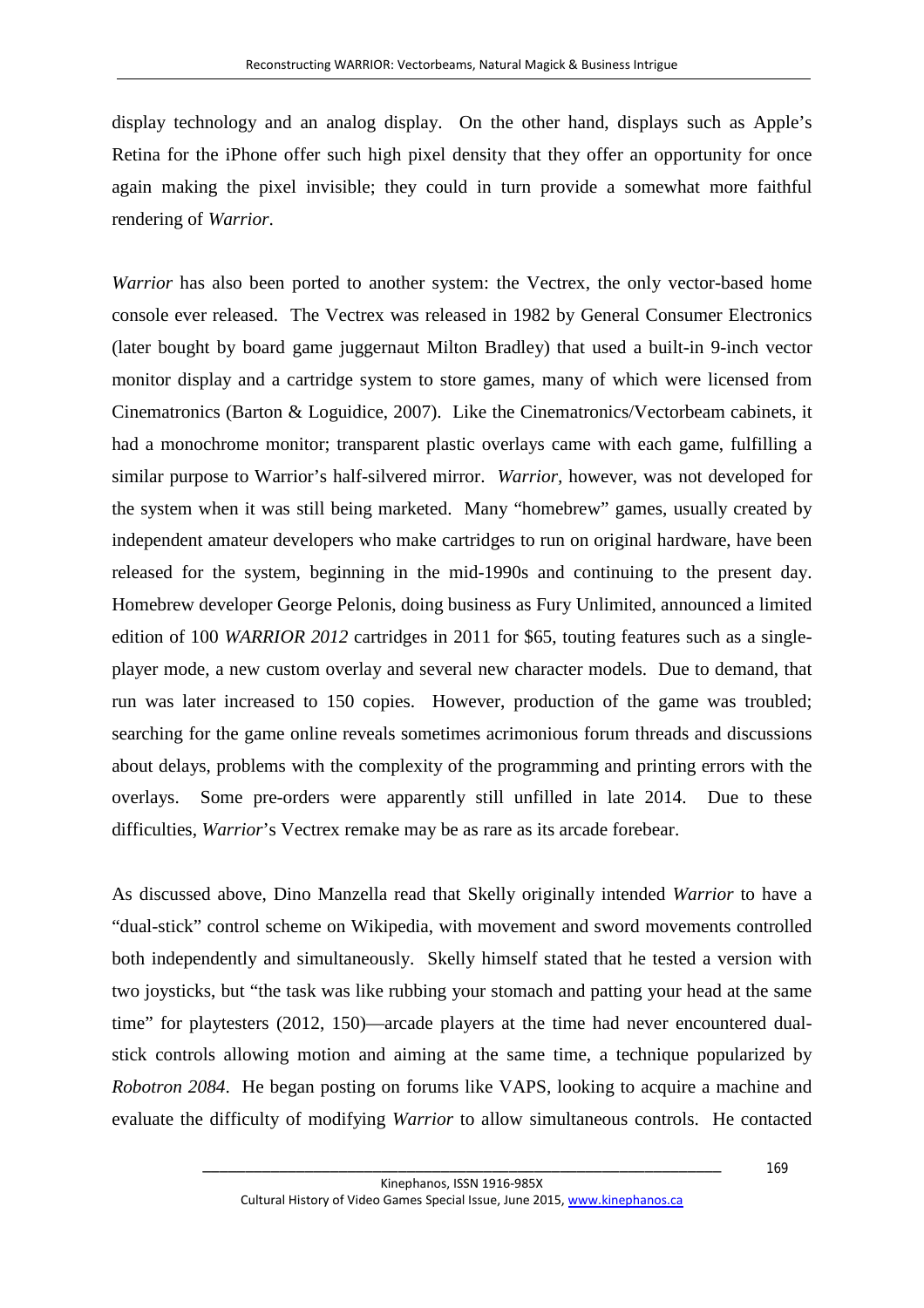display technology and an analog display. On the other hand, displays such as Apple's Retina for the iPhone offer such high pixel density that they offer an opportunity for once again making the pixel invisible; they could in turn provide a somewhat more faithful rendering of *Warrior*.

*Warrior* has also been ported to another system: the Vectrex, the only vector-based home console ever released. The Vectrex was released in 1982 by General Consumer Electronics (later bought by board game juggernaut Milton Bradley) that used a built-in 9-inch vector monitor display and a cartridge system to store games, many of which were licensed from Cinematronics (Barton & Loguidice, 2007). Like the Cinematronics/Vectorbeam cabinets, it had a monochrome monitor; transparent plastic overlays came with each game, fulfilling a similar purpose to Warrior's half-silvered mirror. *Warrior*, however, was not developed for the system when it was still being marketed. Many "homebrew" games, usually created by independent amateur developers who make cartridges to run on original hardware, have been released for the system, beginning in the mid-1990s and continuing to the present day. Homebrew developer George Pelonis, doing business as Fury Unlimited, announced a limited edition of 100 *WARRIOR 2012* cartridges in 2011 for $65, touting features such as a single-player mode, a new custom overlay and several new character models. Due to demand, that run was later increased to 150 copies. However, production of the game was troubled; searching for the game online reveals sometimes acrimonious forum threads and discussions about delays, problems with the complexity of the programming and printing errors with the overlays. Some pre-orders were apparently still unfilled in late 2014. Due to these difficulties, *Warrior*'s Vectrex remake may be as rare as its arcade forebear.

As discussed above, Dino Manzella read that Skelly originally intended *Warrior* to have a "dual-stick" control scheme on Wikipedia, with movement and sword movements controlled both independently and simultaneously. Skelly himself stated that he tested a version with two joysticks, but "the task was like rubbing your stomach and patting your head at the same time" for playtesters (2012, 150)—arcade players at the time had never encountered dual-stick controls allowing motion and aiming at the same time, a technique popularized by *Robotron 2084*. He began posting on forums like VAPS, looking to acquire a machine and evaluate the difficulty of modifying *Warrior* to allow simultaneous controls. He contacted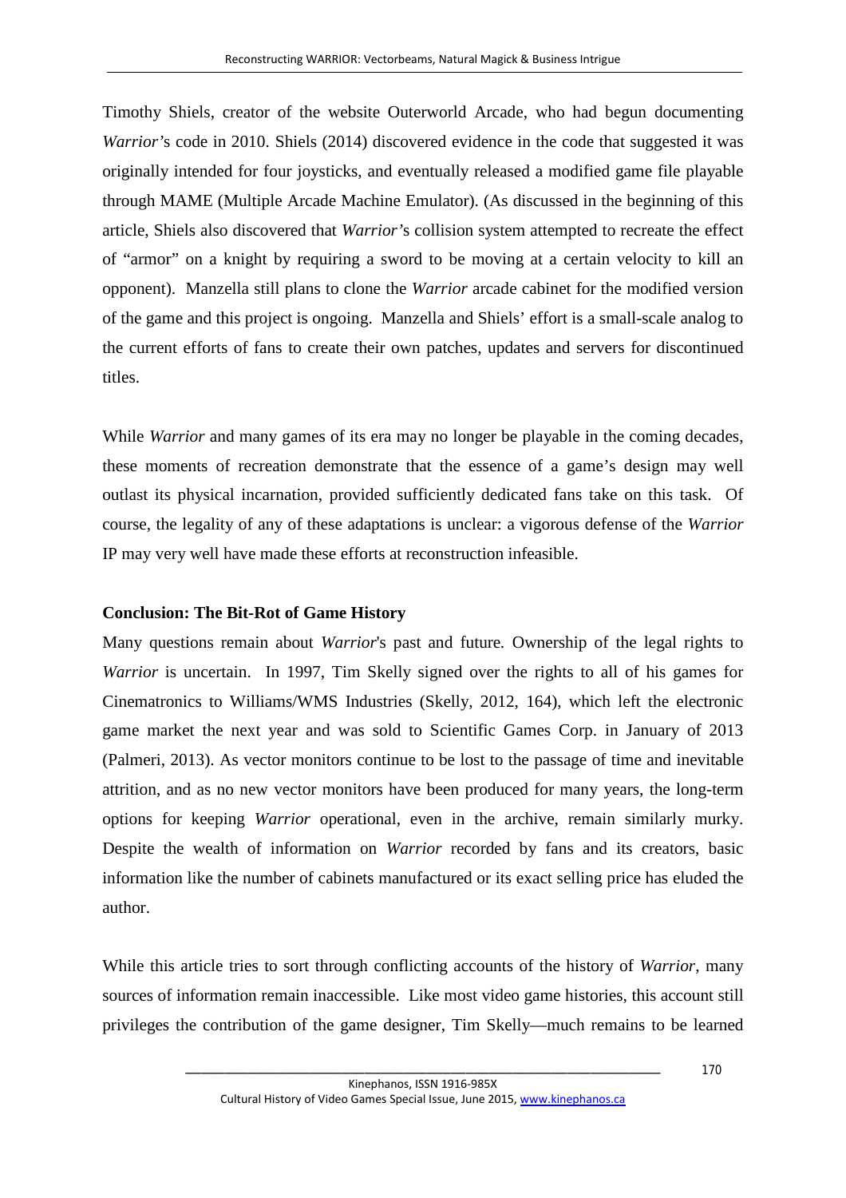Timothy Shiels, creator of the website Outerworld Arcade, who had begun documenting *Warrior*'s code in 2010. Shiels (2014) discovered evidence in the code that suggested it was originally intended for four joysticks, and eventually released a modified game file playable through MAME (Multiple Arcade Machine Emulator). (As discussed in the beginning of this article, Shiels also discovered that *Warrior*'s collision system attempted to recreate the effect of "armor" on a knight by requiring a sword to be moving at a certain velocity to kill an opponent). Manzella still plans to clone the *Warrior* arcade cabinet for the modified version of the game and this project is ongoing. Manzella and Shiels' effort is a small-scale analog to the current efforts of fans to create their own patches, updates and servers for discontinued titles.

While *Warrior* and many games of its era may no longer be playable in the coming decades, these moments of recreation demonstrate that the essence of a game's design may well outlast its physical incarnation, provided sufficiently dedicated fans take on this task. Of course, the legality of any of these adaptations is unclear: a vigorous defense of the *Warrior* IP may very well have made these efforts at reconstruction infeasible.

**Conclusion: The Bit-Rot of Game History**

Many questions remain about *Warrior*'s past and future. Ownership of the legal rights to *Warrior* is uncertain. In 1997, Tim Skelly signed over the rights to all of his games for Cinematronics to Williams/WMS Industries (Skelly, 2012, 164), which left the electronic game market the next year and was sold to Scientific Games Corp. in January of 2013 (Palmeri, 2013). As vector monitors continue to be lost to the passage of time and inevitable attrition, and as no new vector monitors have been produced for many years, the long-term options for keeping *Warrior* operational, even in the archive, remain similarly murky. Despite the wealth of information on *Warrior* recorded by fans and its creators, basic information like the number of cabinets manufactured or its exact selling price has eluded the author.

While this article tries to sort through conflicting accounts of the history of *Warrior*, many sources of information remain inaccessible. Like most video game histories, this account still privileges the contribution of the game designer, Tim Skelly—much remains to be learned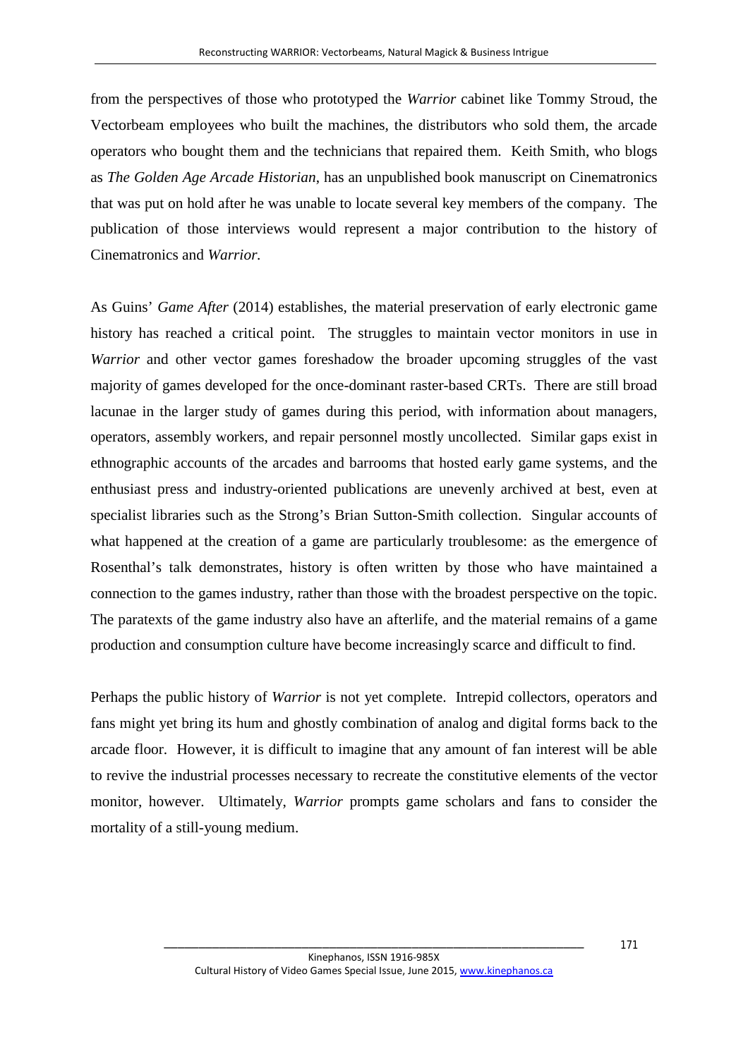from the perspectives of those who prototyped the *Warrior* cabinet like Tommy Stroud, the Vectorbeam employees who built the machines, the distributors who sold them, the arcade operators who bought them and the technicians that repaired them. Keith Smith, who blogs as *The Golden Age Arcade Historian*, has an unpublished book manuscript on Cinematronics that was put on hold after he was unable to locate several key members of the company. The publication of those interviews would represent a major contribution to the history of Cinematronics and *Warrior.*

As Guins' *Game After* (2014) establishes, the material preservation of early electronic game history has reached a critical point. The struggles to maintain vector monitors in use in *Warrior* and other vector games foreshadow the broader upcoming struggles of the vast majority of games developed for the once-dominant raster-based CRTs. There are still broad lacunae in the larger study of games during this period, with information about managers, operators, assembly workers, and repair personnel mostly uncollected. Similar gaps exist in ethnographic accounts of the arcades and barrooms that hosted early game systems, and the enthusiast press and industry-oriented publications are unevenly archived at best, even at specialist libraries such as the Strong's Brian Sutton-Smith collection. Singular accounts of what happened at the creation of a game are particularly troublesome: as the emergence of Rosenthal's talk demonstrates, history is often written by those who have maintained a connection to the games industry, rather than those with the broadest perspective on the topic. The paratexts of the game industry also have an afterlife, and the material remains of a game production and consumption culture have become increasingly scarce and difficult to find.

Perhaps the public history of *Warrior* is not yet complete. Intrepid collectors, operators and fans might yet bring its hum and ghostly combination of analog and digital forms back to the arcade floor. However, it is difficult to imagine that any amount of fan interest will be able to revive the industrial processes necessary to recreate the constitutive elements of the vector monitor, however. Ultimately, *Warrior* prompts game scholars and fans to consider the mortality of a still-young medium.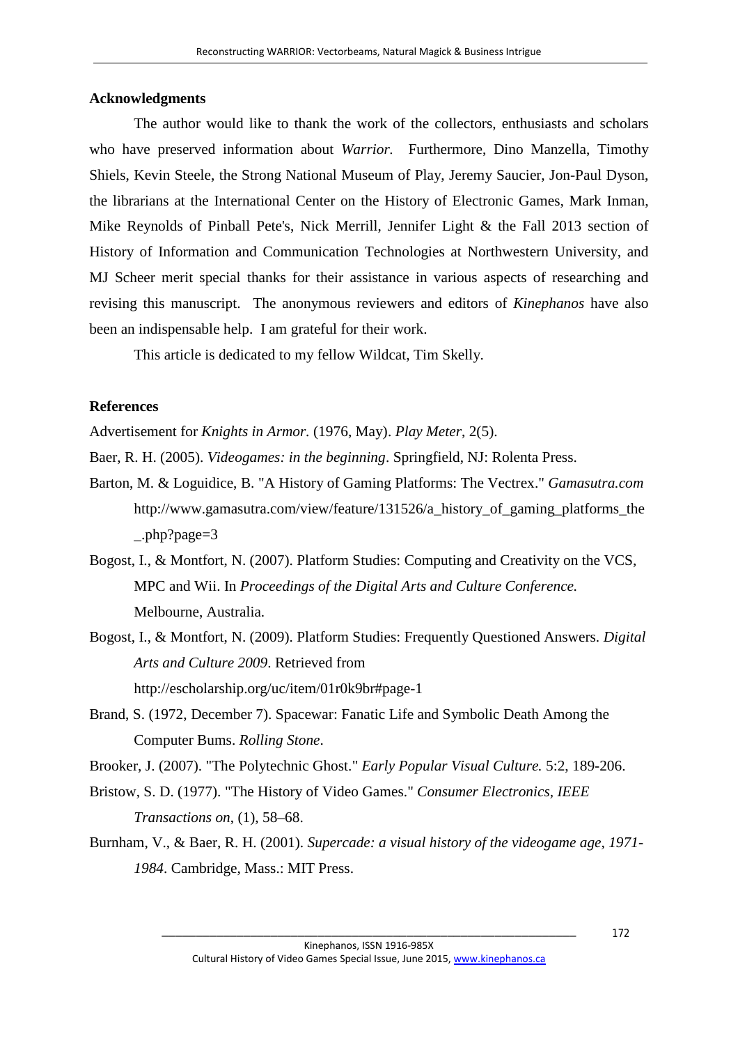## Acknowledgments

The author would like to thank the work of the collectors, enthusiasts and scholars who have preserved information about *Warrior.* Furthermore, Dino Manzella, Timothy Shiels, Kevin Steele, the Strong National Museum of Play, Jeremy Saucier, Jon-Paul Dyson, the librarians at the International Center on the History of Electronic Games, Mark Inman, Mike Reynolds of Pinball Pete's, Nick Merrill, Jennifer Light & the Fall 2013 section of History of Information and Communication Technologies at Northwestern University, and MJ Scheer merit special thanks for their assistance in various aspects of researching and revising this manuscript. The anonymous reviewers and editors of *Kinephanos* have also been an indispensable help. I am grateful for their work.

This article is dedicated to my fellow Wildcat, Tim Skelly.

## References

Advertisement for *Knights in Armor.* (1976, May). *Play Meter*, 2(5).

Baer, R. H. (2005). *Videogames: in the beginning*. Springfield, NJ: Rolenta Press.

Barton, M. & Loguidice, B. "A History of Gaming Platforms: The Vectrex." *Gamasutra.com* http://www.gamasutra.com/view/feature/131526/a_history_of_gaming_platforms_the_.php?page=3

Bogost, I., & Montfort, N. (2007). Platform Studies: Computing and Creativity on the VCS, MPC and Wii. In *Proceedings of the Digital Arts and Culture Conference.* Melbourne, Australia.

Bogost, I., & Montfort, N. (2009). Platform Studies: Frequently Questioned Answers. *Digital Arts and Culture 2009*. Retrieved from http://escholarship.org/uc/item/01r0k9br#page-1

Brand, S. (1972, December 7). Spacewar: Fanatic Life and Symbolic Death Among the Computer Bums. *Rolling Stone*.

Brooker, J. (2007). "The Polytechnic Ghost." *Early Popular Visual Culture.* 5:2, 189-206.

Bristow, S. D. (1977). "The History of Video Games." *Consumer Electronics, IEEE Transactions on*, (1), 58–68.

Burnham, V., & Baer, R. H. (2001). *Supercade: a visual history of the videogame age, 1971-1984*. Cambridge, Mass.: MIT Press.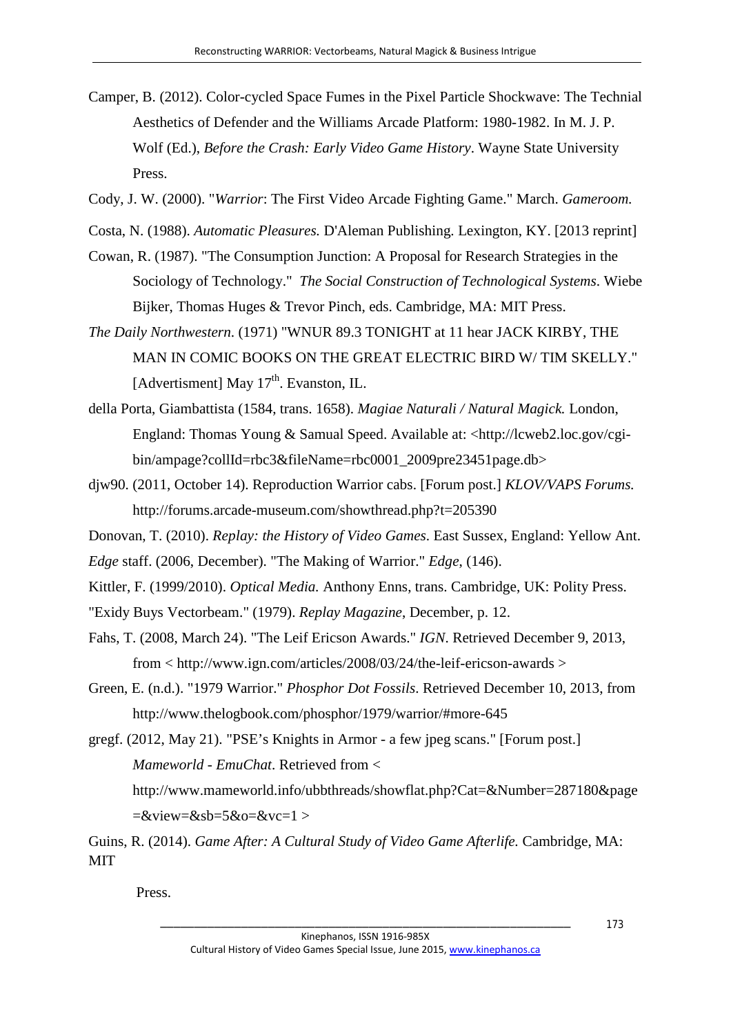Camper, B. (2012). Color-cycled Space Fumes in the Pixel Particle Shockwave: The Technial Aesthetics of Defender and the Williams Arcade Platform: 1980-1982. In M. J. P. Wolf (Ed.), *Before the Crash: Early Video Game History*. Wayne State University Press.

Cody, J. W. (2000). "*Warrior*: The First Video Arcade Fighting Game." March. *Gameroom.*

Costa, N. (1988). *Automatic Pleasures.* D'Aleman Publishing. Lexington, KY. [2013 reprint]

Cowan, R. (1987). "The Consumption Junction: A Proposal for Research Strategies in the Sociology of Technology." *The Social Construction of Technological Systems*. Wiebe Bijker, Thomas Huges & Trevor Pinch, eds. Cambridge, MA: MIT Press.

*The Daily Northwestern*. (1971) "WNUR 89.3 TONIGHT at 11 hear JACK KIRBY, THE MAN IN COMIC BOOKS ON THE GREAT ELECTRIC BIRD W/ TIM SKELLY." [Advertisment] May 17th. Evanston, IL.

della Porta, Giambattista (1584, trans. 1658). *Magiae Naturali / Natural Magick.* London, England: Thomas Young & Samual Speed. Available at: <http://lcweb2.loc.gov/cgi-bin/ampage?collId=rbc3&fileName=rbc0001_2009pre23451page.db>

djw90. (2011, October 14). Reproduction Warrior cabs. [Forum post.] *KLOV/VAPS Forums.* http://forums.arcade-museum.com/showthread.php?t=205390

Donovan, T. (2010). *Replay: the History of Video Games*. East Sussex, England: Yellow Ant.

*Edge* staff. (2006, December). "The Making of Warrior." *Edge*, (146).

Kittler, F. (1999/2010). *Optical Media.* Anthony Enns, trans. Cambridge, UK: Polity Press.

"Exidy Buys Vectorbeam." (1979). *Replay Magazine*, December, p. 12.

Fahs, T. (2008, March 24). "The Leif Ericson Awards." *IGN*. Retrieved December 9, 2013, from < http://www.ign.com/articles/2008/03/24/the-leif-ericson-awards >

Green, E. (n.d.). "1979 Warrior." *Phosphor Dot Fossils*. Retrieved December 10, 2013, from http://www.thelogbook.com/phosphor/1979/warrior/#more-645

gregf. (2012, May 21). "PSE's Knights in Armor - a few jpeg scans." [Forum post.] *Mameworld - EmuChat*. Retrieved from < http://www.mameworld.info/ubbthreads/showflat.php?Cat=&Number=287180&page=&view=&sb=5&o=&vc=1 >

Guins, R. (2014). *Game After: A Cultural Study of Video Game Afterlife.* Cambridge, MA: MIT Press.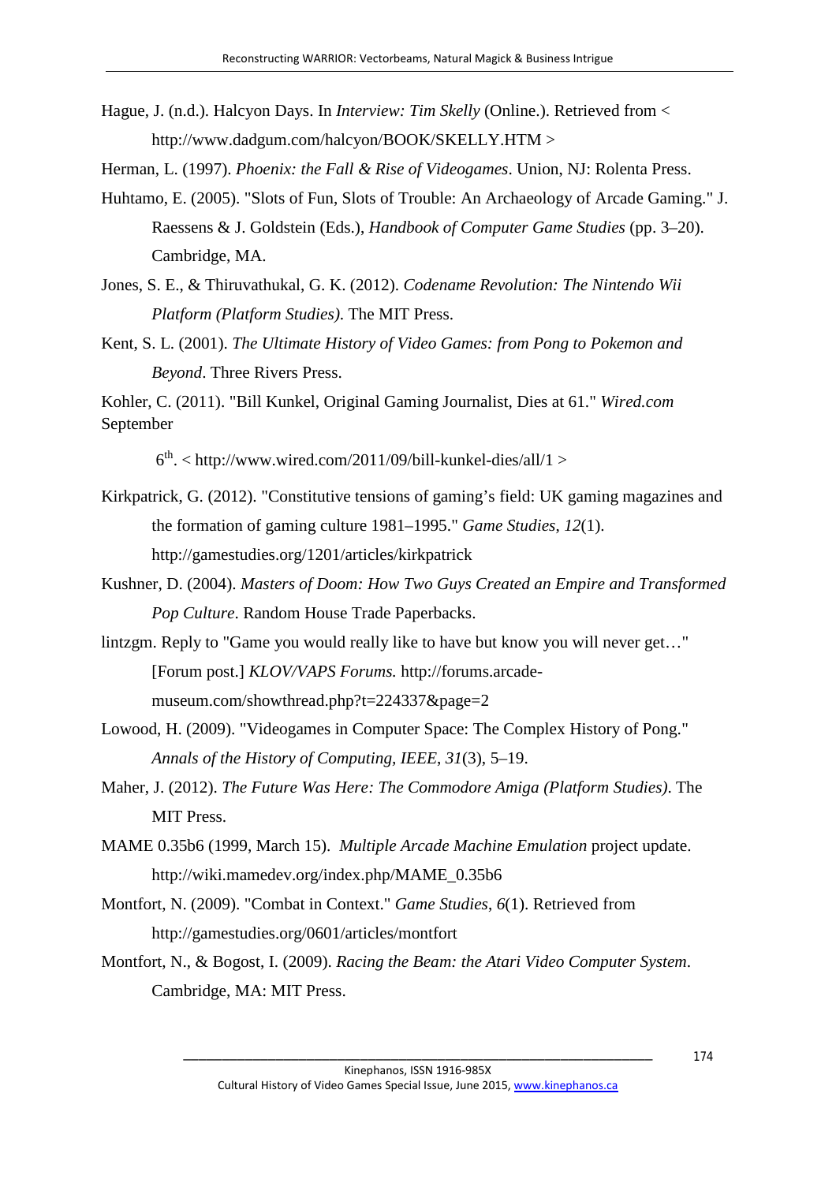Hague, J. (n.d.). Halcyon Days. In *Interview: Tim Skelly* (Online.). Retrieved from < http://www.dadgum.com/halcyon/BOOK/SKELLY.HTM >

Herman, L. (1997). *Phoenix: the Fall & Rise of Videogames*. Union, NJ: Rolenta Press.

Huhtamo, E. (2005). "Slots of Fun, Slots of Trouble: An Archaeology of Arcade Gaming." J. Raessens & J. Goldstein (Eds.), *Handbook of Computer Game Studies* (pp. 3–20). Cambridge, MA.

Jones, S. E., & Thiruvathukal, G. K. (2012). *Codename Revolution: The Nintendo Wii Platform (Platform Studies)*. The MIT Press.

Kent, S. L. (2001). *The Ultimate History of Video Games: from Pong to Pokemon and Beyond*. Three Rivers Press.

Kohler, C. (2011). "Bill Kunkel, Original Gaming Journalist, Dies at 61." *Wired.com* September 6th. < http://www.wired.com/2011/09/bill-kunkel-dies/all/1 >

Kirkpatrick, G. (2012). "Constitutive tensions of gaming's field: UK gaming magazines and the formation of gaming culture 1981–1995." *Game Studies*, *12*(1). http://gamestudies.org/1201/articles/kirkpatrick

Kushner, D. (2004). *Masters of Doom: How Two Guys Created an Empire and Transformed Pop Culture*. Random House Trade Paperbacks.

lintzgm. Reply to "Game you would really like to have but know you will never get…" [Forum post.] *KLOV/VAPS Forums.* http://forums.arcade-museum.com/showthread.php?t=224337&page=2

Lowood, H. (2009). "Videogames in Computer Space: The Complex History of Pong." *Annals of the History of Computing, IEEE*, *31*(3), 5–19.

Maher, J. (2012). *The Future Was Here: The Commodore Amiga (Platform Studies)*. The MIT Press.

MAME 0.35b6 (1999, March 15). *Multiple Arcade Machine Emulation* project update. http://wiki.mamedev.org/index.php/MAME_0.35b6

Montfort, N. (2009). "Combat in Context." *Game Studies*, *6*(1). Retrieved from http://gamestudies.org/0601/articles/montfort

Montfort, N., & Bogost, I. (2009). *Racing the Beam: the Atari Video Computer System*. Cambridge, MA: MIT Press.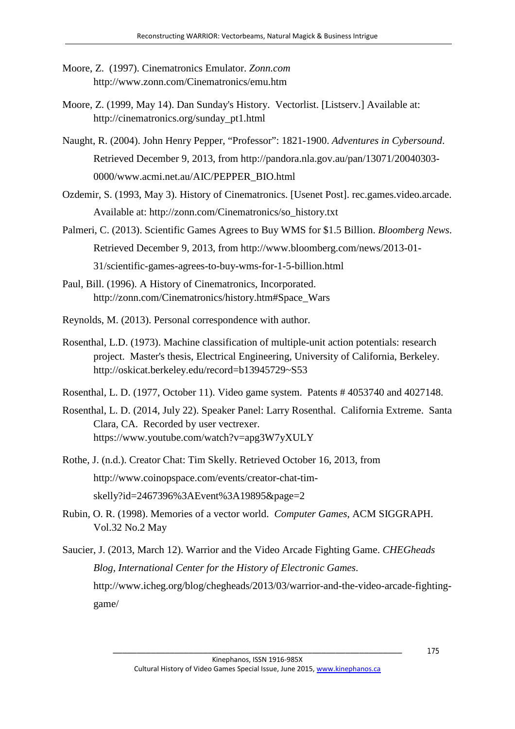Moore, Z. (1997). Cinematronics Emulator. *Zonn.com* http://www.zonn.com/Cinematronics/emu.htm

Moore, Z. (1999, May 14). Dan Sunday's History. Vectorlist. [Listserv.] Available at: http://cinematronics.org/sunday_pt1.html

Naught, R. (2004). John Henry Pepper, "Professor": 1821-1900. *Adventures in Cybersound*. Retrieved December 9, 2013, from http://pandora.nla.gov.au/pan/13071/20040303-0000/www.acmi.net.au/AIC/PEPPER_BIO.html

Ozdemir, S. (1993, May 3). History of Cinematronics. [Usenet Post]. rec.games.video.arcade. Available at: http://zonn.com/Cinematronics/so_history.txt

Palmeri, C. (2013). Scientific Games Agrees to Buy WMS for $1.5 Billion. *Bloomberg News*. Retrieved December 9, 2013, from http://www.bloomberg.com/news/2013-01-31/scientific-games-agrees-to-buy-wms-for-1-5-billion.html

Paul, Bill. (1996). A History of Cinematronics, Incorporated. http://zonn.com/Cinematronics/history.htm#Space_Wars

Reynolds, M. (2013). Personal correspondence with author.

Rosenthal, L.D. (1973). Machine classification of multiple-unit action potentials: research project. Master's thesis, Electrical Engineering, University of California, Berkeley. http://oskicat.berkeley.edu/record=b13945729~S53

Rosenthal, L. D. (1977, October 11). Video game system. Patents # 4053740 and 4027148.

Rosenthal, L. D. (2014, July 22). Speaker Panel: Larry Rosenthal. California Extreme. Santa Clara, CA. Recorded by user vectrexer. https://www.youtube.com/watch?v=apg3W7yXULY

Rothe, J. (n.d.). Creator Chat: Tim Skelly. Retrieved October 16, 2013, from http://www.coinopspace.com/events/creator-chat-tim-skelly?id=2467396%3AEvent%3A19895&page=2

Rubin, O. R. (1998). Memories of a vector world. *Computer Games*, ACM SIGGRAPH. Vol.32 No.2 May

Saucier, J. (2013, March 12). Warrior and the Video Arcade Fighting Game. *CHEGheads Blog, International Center for the History of Electronic Games*. http://www.icheg.org/blog/chegheads/2013/03/warrior-and-the-video-arcade-fighting-game/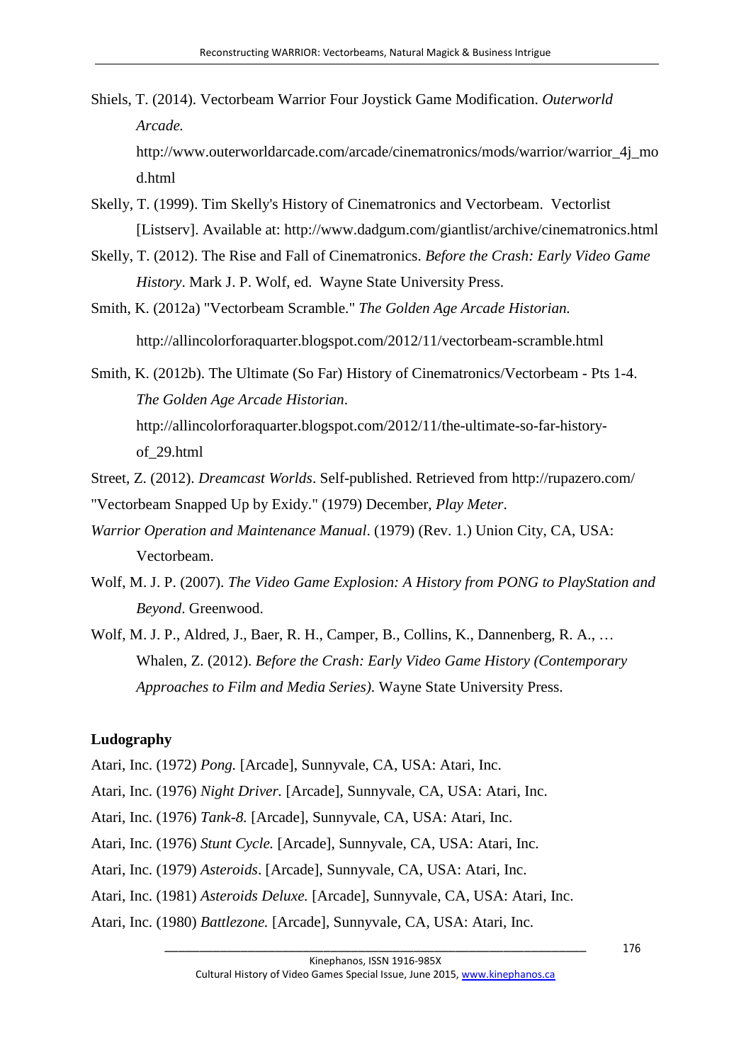Shiels, T. (2014). Vectorbeam Warrior Four Joystick Game Modification. *Outerworld Arcade.* http://www.outerworldarcade.com/arcade/cinematronics/mods/warrior/warrior_4j_mod.html

Skelly, T. (1999). Tim Skelly's History of Cinematronics and Vectorbeam. Vectorlist [Listserv]. Available at: http://www.dadgum.com/giantlist/archive/cinematronics.html

Skelly, T. (2012). The Rise and Fall of Cinematronics. *Before the Crash: Early Video Game History*. Mark J. P. Wolf, ed. Wayne State University Press.

Smith, K. (2012a) "Vectorbeam Scramble." *The Golden Age Arcade Historian.* http://allincolorforaquarter.blogspot.com/2012/11/vectorbeam-scramble.html

Smith, K. (2012b). The Ultimate (So Far) History of Cinematronics/Vectorbeam - Pts 1-4. *The Golden Age Arcade Historian*. http://allincolorforaquarter.blogspot.com/2012/11/the-ultimate-so-far-history-of_29.html

Street, Z. (2012). *Dreamcast Worlds*. Self-published. Retrieved from http://rupazero.com/

"Vectorbeam Snapped Up by Exidy." (1979) December, *Play Meter*.

*Warrior Operation and Maintenance Manual*. (1979) (Rev. 1.) Union City, CA, USA: Vectorbeam.

Wolf, M. J. P. (2007). *The Video Game Explosion: A History from PONG to PlayStation and Beyond*. Greenwood.

Wolf, M. J. P., Aldred, J., Baer, R. H., Camper, B., Collins, K., Dannenberg, R. A., … Whalen, Z. (2012). *Before the Crash: Early Video Game History (Contemporary Approaches to Film and Media Series).* Wayne State University Press.

**Ludography**

Atari, Inc. (1972) *Pong.* [Arcade], Sunnyvale, CA, USA: Atari, Inc.

Atari, Inc. (1976) *Night Driver.* [Arcade], Sunnyvale, CA, USA: Atari, Inc.

Atari, Inc. (1976) *Tank-8.* [Arcade], Sunnyvale, CA, USA: Atari, Inc.

Atari, Inc. (1976) *Stunt Cycle.* [Arcade], Sunnyvale, CA, USA: Atari, Inc.

Atari, Inc. (1979) *Asteroids*. [Arcade], Sunnyvale, CA, USA: Atari, Inc.

Atari, Inc. (1981) *Asteroids Deluxe.* [Arcade], Sunnyvale, CA, USA: Atari, Inc.

Atari, Inc. (1980) *Battlezone.* [Arcade], Sunnyvale, CA, USA: Atari, Inc.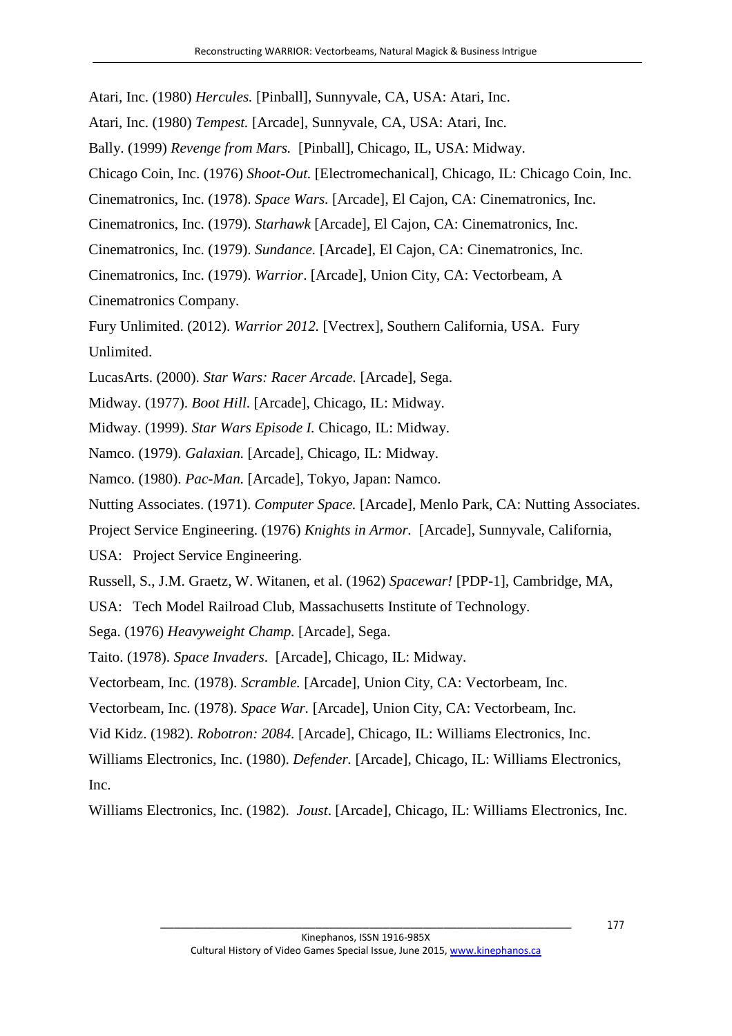Atari, Inc. (1980) *Hercules.* [Pinball], Sunnyvale, CA, USA: Atari, Inc.

Atari, Inc. (1980) *Tempest.* [Arcade], Sunnyvale, CA, USA: Atari, Inc.

Bally. (1999) *Revenge from Mars.* [Pinball], Chicago, IL, USA: Midway.

Chicago Coin, Inc. (1976) *Shoot-Out.* [Electromechanical], Chicago, IL: Chicago Coin, Inc.

Cinematronics, Inc. (1978). *Space Wars.* [Arcade], El Cajon, CA: Cinematronics, Inc.

Cinematronics, Inc. (1979). *Starhawk* [Arcade], El Cajon, CA: Cinematronics, Inc.

Cinematronics, Inc. (1979). *Sundance.* [Arcade], El Cajon, CA: Cinematronics, Inc.

Cinematronics, Inc. (1979). *Warrior*. [Arcade], Union City, CA: Vectorbeam, A Cinematronics Company.

Fury Unlimited. (2012). *Warrior 2012.* [Vectrex], Southern California, USA. Fury Unlimited.

LucasArts. (2000). *Star Wars: Racer Arcade.* [Arcade], Sega.

Midway. (1977). *Boot Hill*. [Arcade], Chicago, IL: Midway.

Midway. (1999). *Star Wars Episode I.* Chicago, IL: Midway.

Namco. (1979). *Galaxian.* [Arcade], Chicago, IL: Midway.

Namco. (1980). *Pac-Man.* [Arcade], Tokyo, Japan: Namco.

Nutting Associates. (1971). *Computer Space.* [Arcade], Menlo Park, CA: Nutting Associates.

Project Service Engineering. (1976) *Knights in Armor.* [Arcade], Sunnyvale, California, USA: Project Service Engineering.

Russell, S., J.M. Graetz, W. Witanen, et al. (1962) *Spacewar!* [PDP-1], Cambridge, MA, USA: Tech Model Railroad Club, Massachusetts Institute of Technology.

Sega. (1976) *Heavyweight Champ.* [Arcade], Sega.

Taito. (1978). *Space Invaders*. [Arcade], Chicago, IL: Midway.

Vectorbeam, Inc. (1978). *Scramble.* [Arcade], Union City, CA: Vectorbeam, Inc.

Vectorbeam, Inc. (1978). *Space War.* [Arcade], Union City, CA: Vectorbeam, Inc.

Vid Kidz. (1982). *Robotron: 2084.* [Arcade], Chicago, IL: Williams Electronics, Inc.

Williams Electronics, Inc. (1980). *Defender.* [Arcade], Chicago, IL: Williams Electronics, Inc.

Williams Electronics, Inc. (1982). *Joust*. [Arcade], Chicago, IL: Williams Electronics, Inc.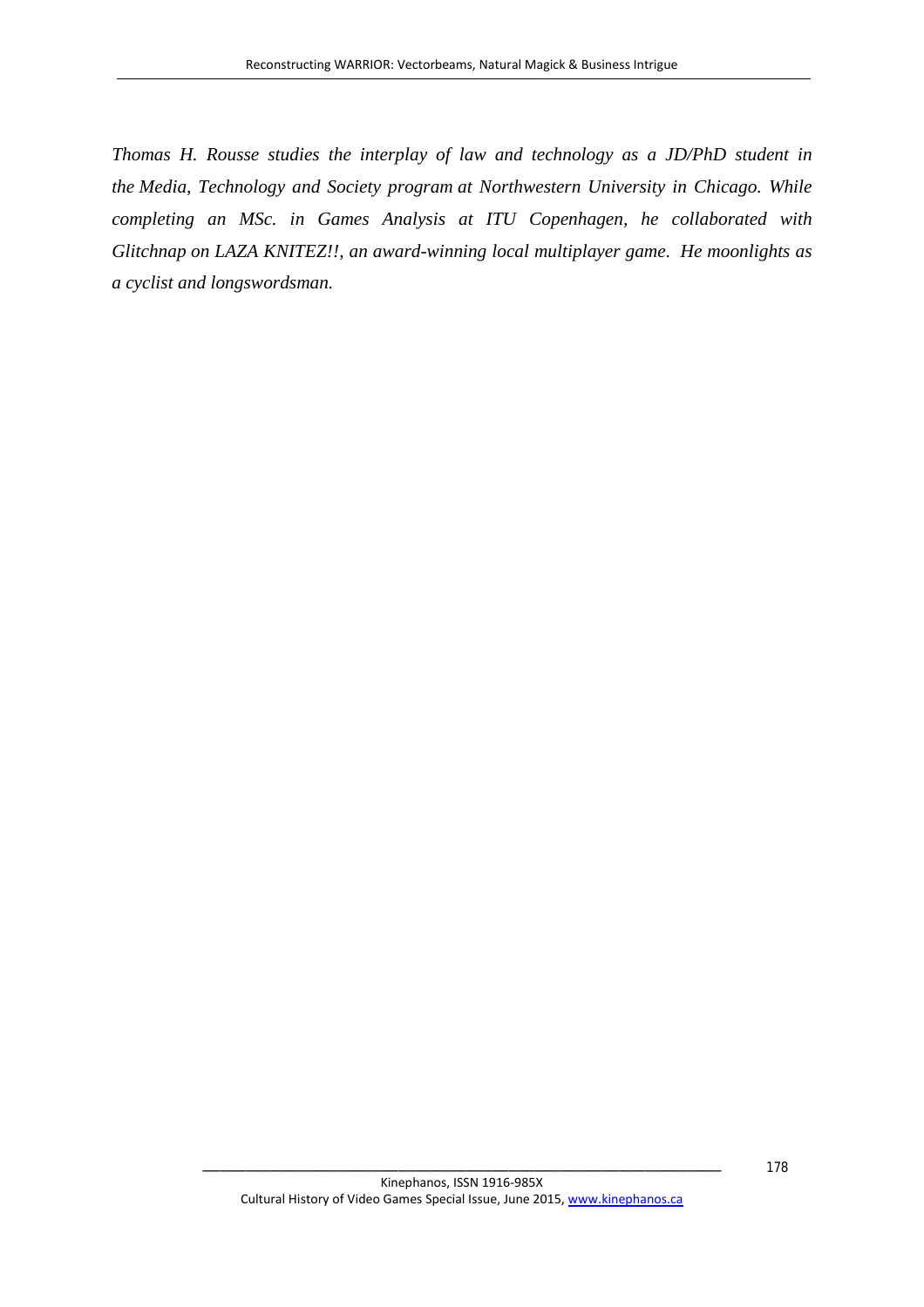*Thomas H. Rousse studies the interplay of law and technology as a JD/PhD student in the Media, Technology and Society program at Northwestern University in Chicago. While completing an MSc. in Games Analysis at ITU Copenhagen, he collaborated with Glitchnap on LAZA KNITEZ!!, an award-winning local multiplayer game. He moonlights as a cyclist and longswordsman.*